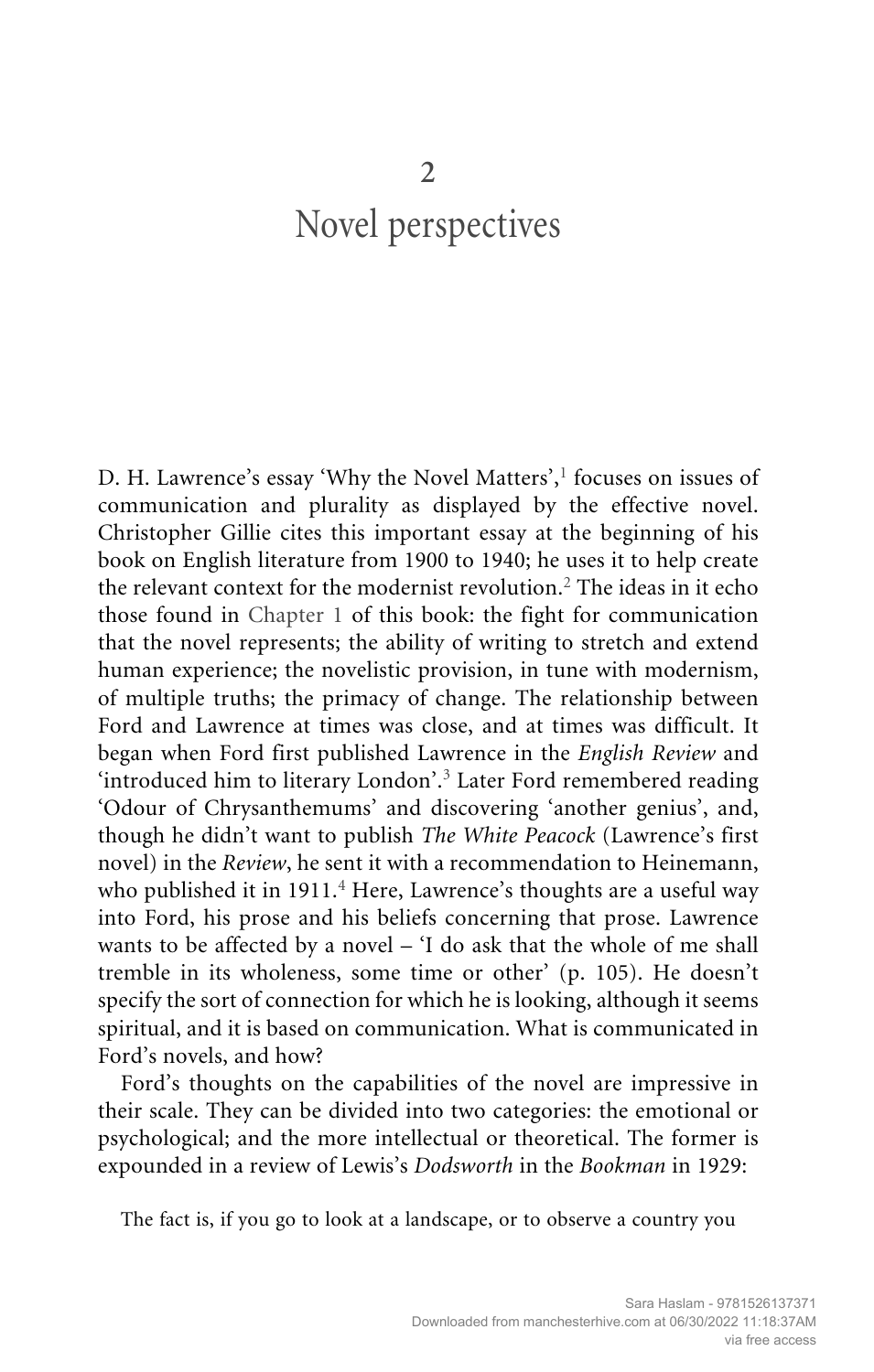# 2

# Novel perspectives

D. H. Lawrence's essay 'Why the Novel Matters',[1] focuses on issues of communication and plurality as displayed by the effective novel. Christopher Gillie cites this important essay at the beginning of his book on English literature from 1900 to 1940; he uses it to help create the relevant context for the modernist revolution.[2] The ideas in it echo those found in Chapter 1 of this book: the fight for communication that the novel represents; the ability of writing to stretch and extend human experience; the novelistic provision, in tune with modernism, of multiple truths; the primacy of change. The relationship between Ford and Lawrence at times was close, and at times was difficult. It began when Ford first published Lawrence in the *English Review* and 'introduced him to literary London'.[3] Later Ford remembered reading 'Odour of Chrysanthemums' and discovering 'another genius', and, though he didn't want to publish *The White Peacock* (Lawrence's first novel) in the *Review*, he sent it with a recommendation to Heinemann, who published it in 1911.[4] Here, Lawrence's thoughts are a useful way into Ford, his prose and his beliefs concerning that prose. Lawrence wants to be affected by a novel – 'I do ask that the whole of me shall tremble in its wholeness, some time or other' (p. 105). He doesn't specify the sort of connection for which he is looking, although it seems spiritual, and it is based on communication. What is communicated in Ford's novels, and how?

Ford's thoughts on the capabilities of the novel are impressive in their scale. They can be divided into two categories: the emotional or psychological; and the more intellectual or theoretical. The former is expounded in a review of Lewis's *Dodsworth* in the *Bookman* in 1929:

> The fact is, if you go to look at a landscape, or to observe a country you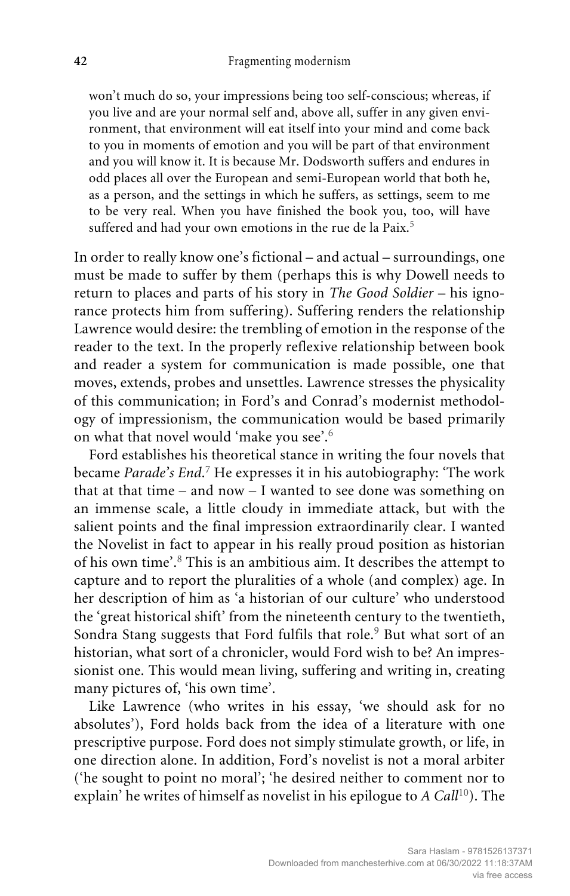> won't much do so, your impressions being too self-conscious; whereas, if you live and are your normal self and, above all, suffer in any given environment, that environment will eat itself into your mind and come back to you in moments of emotion and you will be part of that environment and you will know it. It is because Mr. Dodsworth suffers and endures in odd places all over the European and semi-European world that both he, as a person, and the settings in which he suffers, as settings, seem to me to be very real. When you have finished the book you, too, will have suffered and had your own emotions in the rue de la Paix.[5]

In order to really know one's fictional – and actual – surroundings, one must be made to suffer by them (perhaps this is why Dowell needs to return to places and parts of his story in *The Good Soldier* – his ignorance protects him from suffering). Suffering renders the relationship Lawrence would desire: the trembling of emotion in the response of the reader to the text. In the properly reflexive relationship between book and reader a system for communication is made possible, one that moves, extends, probes and unsettles. Lawrence stresses the physicality of this communication; in Ford's and Conrad's modernist methodology of impressionism, the communication would be based primarily on what that novel would 'make you see'.[6]

Ford establishes his theoretical stance in writing the four novels that became *Parade's End*.[7] He expresses it in his autobiography: 'The work that at that time – and now – I wanted to see done was something on an immense scale, a little cloudy in immediate attack, but with the salient points and the final impression extraordinarily clear. I wanted the Novelist in fact to appear in his really proud position as historian of his own time'.[8] This is an ambitious aim. It describes the attempt to capture and to report the pluralities of a whole (and complex) age. In her description of him as 'a historian of our culture' who understood the 'great historical shift' from the nineteenth century to the twentieth, Sondra Stang suggests that Ford fulfils that role.[9] But what sort of an historian, what sort of a chronicler, would Ford wish to be? An impressionist one. This would mean living, suffering and writing in, creating many pictures of, 'his own time'.

Like Lawrence (who writes in his essay, 'we should ask for no absolutes'), Ford holds back from the idea of a literature with one prescriptive purpose. Ford does not simply stimulate growth, or life, in one direction alone. In addition, Ford's novelist is not a moral arbiter ('he sought to point no moral'; 'he desired neither to comment nor to explain' he writes of himself as novelist in his epilogue to *A Call*[10]). The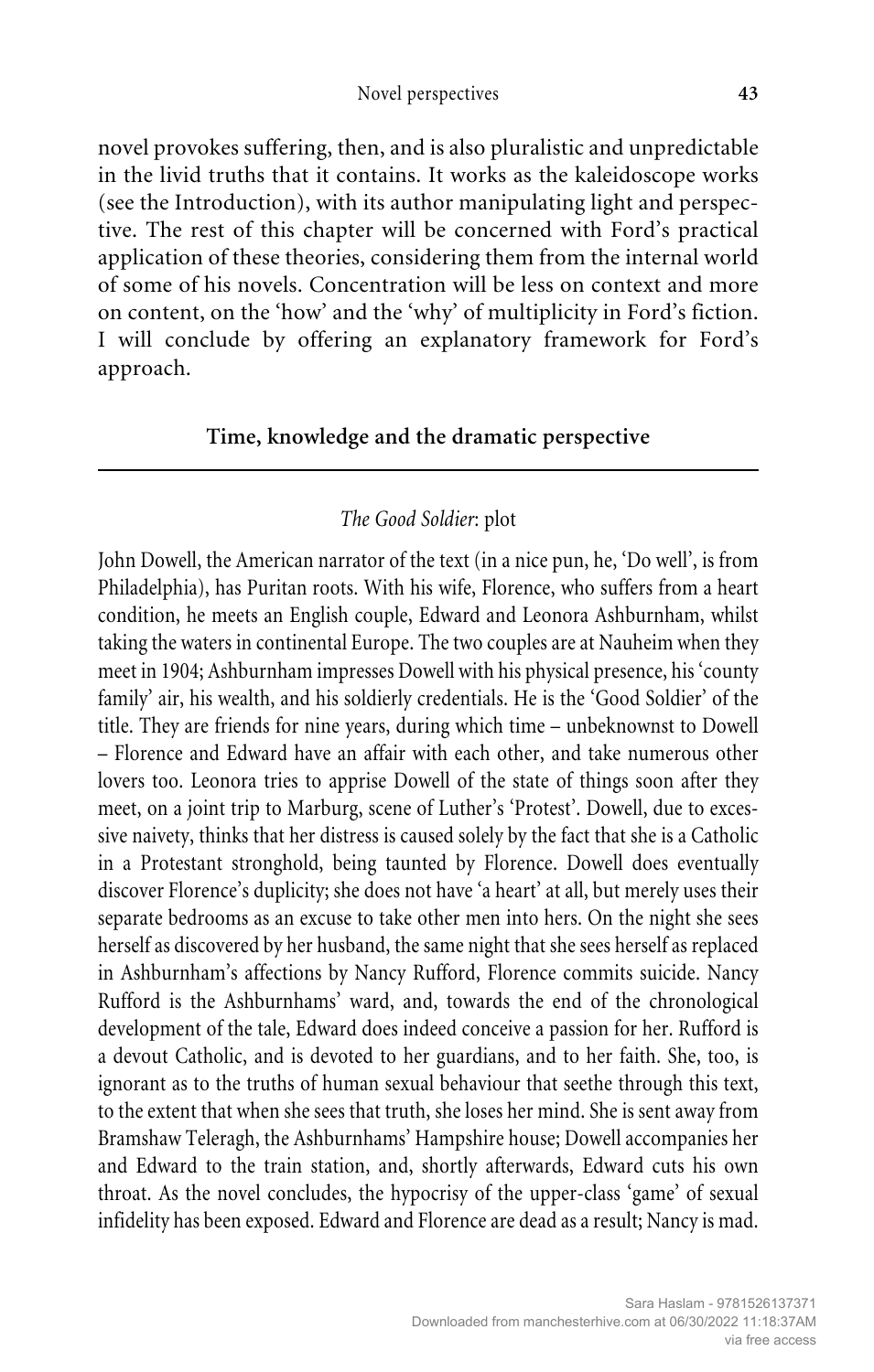novel provokes suffering, then, and is also pluralistic and unpredictable in the livid truths that it contains. It works as the kaleidoscope works (see the Introduction), with its author manipulating light and perspective. The rest of this chapter will be concerned with Ford's practical application of these theories, considering them from the internal world of some of his novels. Concentration will be less on context and more on content, on the 'how' and the 'why' of multiplicity in Ford's fiction. I will conclude by offering an explanatory framework for Ford's approach.

## Time, knowledge and the dramatic perspective

### *The Good Soldier*: plot

John Dowell, the American narrator of the text (in a nice pun, he, 'Do well', is from Philadelphia), has Puritan roots. With his wife, Florence, who suffers from a heart condition, he meets an English couple, Edward and Leonora Ashburnham, whilst taking the waters in continental Europe. The two couples are at Nauheim when they meet in 1904; Ashburnham impresses Dowell with his physical presence, his 'county family' air, his wealth, and his soldierly credentials. He is the 'Good Soldier' of the title. They are friends for nine years, during which time – unbeknownst to Dowell – Florence and Edward have an affair with each other, and take numerous other lovers too. Leonora tries to apprise Dowell of the state of things soon after they meet, on a joint trip to Marburg, scene of Luther's 'Protest'. Dowell, due to excessive naivety, thinks that her distress is caused solely by the fact that she is a Catholic in a Protestant stronghold, being taunted by Florence. Dowell does eventually discover Florence's duplicity; she does not have 'a heart' at all, but merely uses their separate bedrooms as an excuse to take other men into hers. On the night she sees herself as discovered by her husband, the same night that she sees herself as replaced in Ashburnham's affections by Nancy Rufford, Florence commits suicide. Nancy Rufford is the Ashburnhams' ward, and, towards the end of the chronological development of the tale, Edward does indeed conceive a passion for her. Rufford is a devout Catholic, and is devoted to her guardians, and to her faith. She, too, is ignorant as to the truths of human sexual behaviour that seethe through this text, to the extent that when she sees that truth, she loses her mind. She is sent away from Bramshaw Teleragh, the Ashburnhams' Hampshire house; Dowell accompanies her and Edward to the train station, and, shortly afterwards, Edward cuts his own throat. As the novel concludes, the hypocrisy of the upper-class 'game' of sexual infidelity has been exposed. Edward and Florence are dead as a result; Nancy is mad.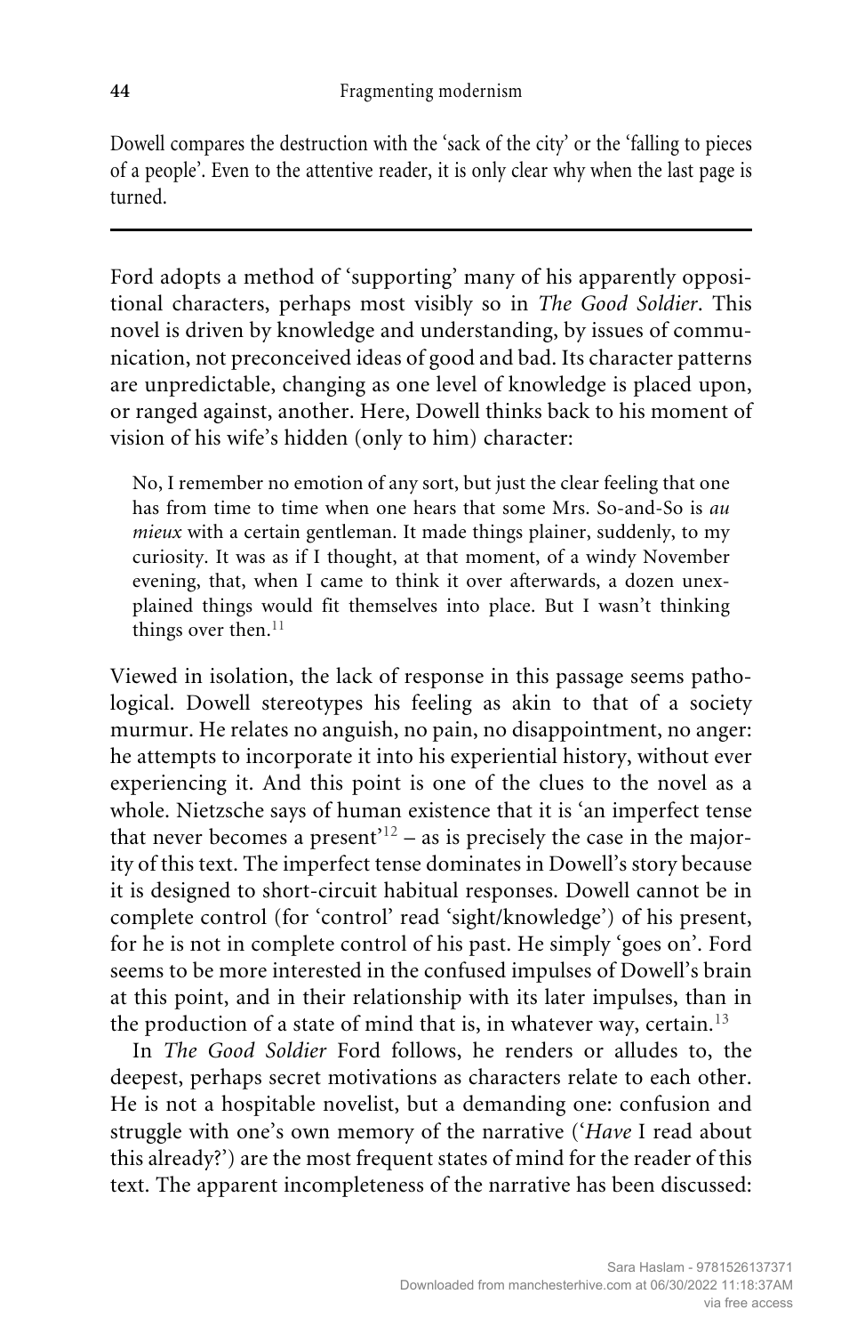Dowell compares the destruction with the 'sack of the city' or the 'falling to pieces of a people'. Even to the attentive reader, it is only clear why when the last page is turned.

---

Ford adopts a method of 'supporting' many of his apparently oppositional characters, perhaps most visibly so in *The Good Soldier*. This novel is driven by knowledge and understanding, by issues of communication, not preconceived ideas of good and bad. Its character patterns are unpredictable, changing as one level of knowledge is placed upon, or ranged against, another. Here, Dowell thinks back to his moment of vision of his wife's hidden (only to him) character:

> No, I remember no emotion of any sort, but just the clear feeling that one has from time to time when one hears that some Mrs. So-and-So is *au mieux* with a certain gentleman. It made things plainer, suddenly, to my curiosity. It was as if I thought, at that moment, of a windy November evening, that, when I came to think it over afterwards, a dozen unexplained things would fit themselves into place. But I wasn't thinking things over then.[11]

Viewed in isolation, the lack of response in this passage seems pathological. Dowell stereotypes his feeling as akin to that of a society murmur. He relates no anguish, no pain, no disappointment, no anger: he attempts to incorporate it into his experiential history, without ever experiencing it. And this point is one of the clues to the novel as a whole. Nietzsche says of human existence that it is 'an imperfect tense that never becomes a present'[12] – as is precisely the case in the majority of this text. The imperfect tense dominates in Dowell's story because it is designed to short-circuit habitual responses. Dowell cannot be in complete control (for 'control' read 'sight/knowledge') of his present, for he is not in complete control of his past. He simply 'goes on'. Ford seems to be more interested in the confused impulses of Dowell's brain at this point, and in their relationship with its later impulses, than in the production of a state of mind that is, in whatever way, certain.[13]

In *The Good Soldier* Ford follows, he renders or alludes to, the deepest, perhaps secret motivations as characters relate to each other. He is not a hospitable novelist, but a demanding one: confusion and struggle with one's own memory of the narrative ('*Have* I read about this already?') are the most frequent states of mind for the reader of this text. The apparent incompleteness of the narrative has been discussed: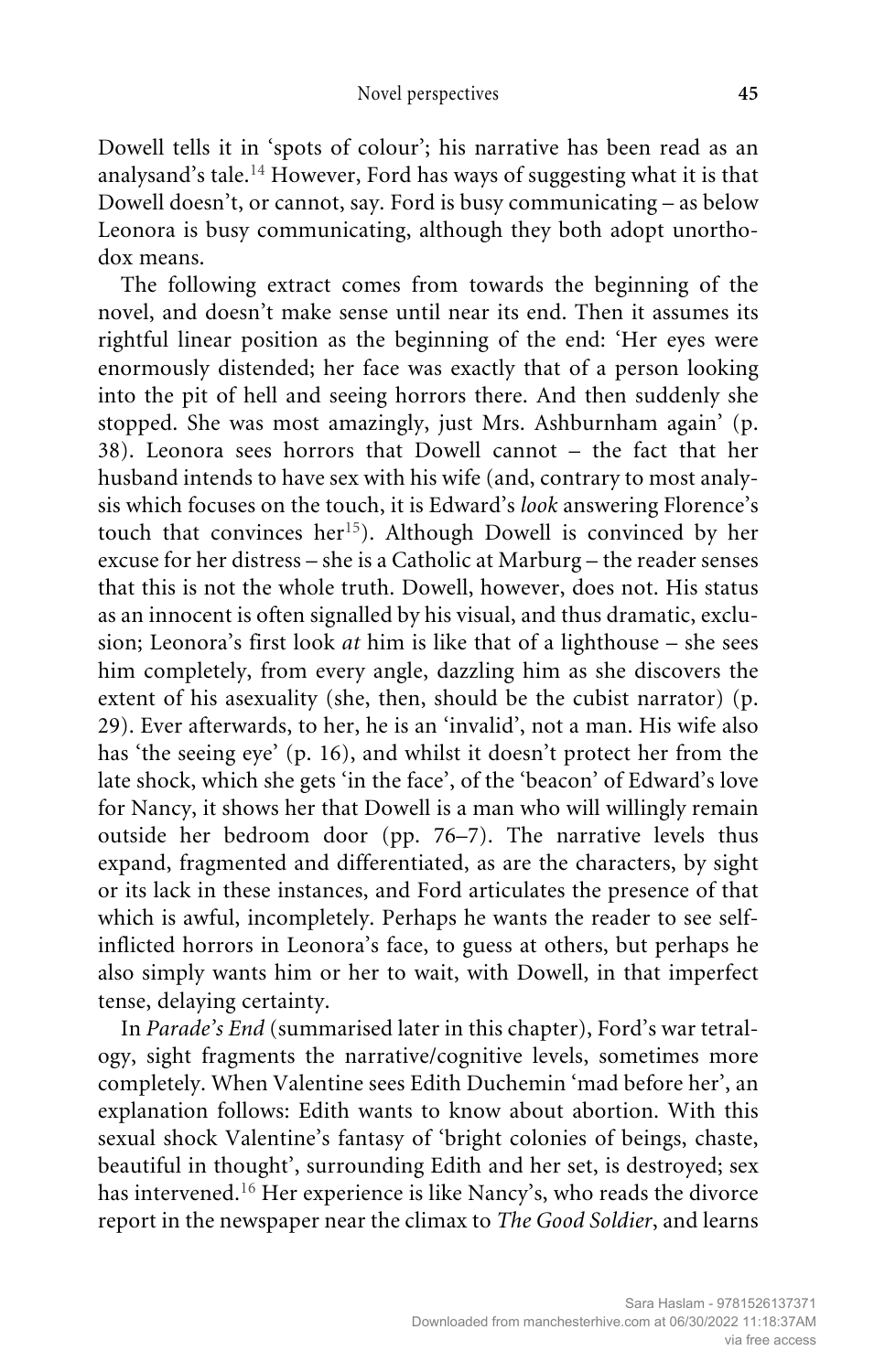Dowell tells it in 'spots of colour'; his narrative has been read as an analysand's tale.[14] However, Ford has ways of suggesting what it is that Dowell doesn't, or cannot, say. Ford is busy communicating – as below Leonora is busy communicating, although they both adopt unorthodox means.

The following extract comes from towards the beginning of the novel, and doesn't make sense until near its end. Then it assumes its rightful linear position as the beginning of the end: 'Her eyes were enormously distended; her face was exactly that of a person looking into the pit of hell and seeing horrors there. And then suddenly she stopped. She was most amazingly, just Mrs. Ashburnham again' (p. 38). Leonora sees horrors that Dowell cannot – the fact that her husband intends to have sex with his wife (and, contrary to most analysis which focuses on the touch, it is Edward's *look* answering Florence's touch that convinces her[15]). Although Dowell is convinced by her excuse for her distress – she is a Catholic at Marburg – the reader senses that this is not the whole truth. Dowell, however, does not. His status as an innocent is often signalled by his visual, and thus dramatic, exclusion; Leonora's first look *at* him is like that of a lighthouse – she sees him completely, from every angle, dazzling him as she discovers the extent of his asexuality (she, then, should be the cubist narrator) (p. 29). Ever afterwards, to her, he is an 'invalid', not a man. His wife also has 'the seeing eye' (p. 16), and whilst it doesn't protect her from the late shock, which she gets 'in the face', of the 'beacon' of Edward's love for Nancy, it shows her that Dowell is a man who will willingly remain outside her bedroom door (pp. 76–7). The narrative levels thus expand, fragmented and differentiated, as are the characters, by sight or its lack in these instances, and Ford articulates the presence of that which is awful, incompletely. Perhaps he wants the reader to see self-inflicted horrors in Leonora's face, to guess at others, but perhaps he also simply wants him or her to wait, with Dowell, in that imperfect tense, delaying certainty.

In *Parade's End* (summarised later in this chapter), Ford's war tetralogy, sight fragments the narrative/cognitive levels, sometimes more completely. When Valentine sees Edith Duchemin 'mad before her', an explanation follows: Edith wants to know about abortion. With this sexual shock Valentine's fantasy of 'bright colonies of beings, chaste, beautiful in thought', surrounding Edith and her set, is destroyed; sex has intervened.[16] Her experience is like Nancy's, who reads the divorce report in the newspaper near the climax to *The Good Soldier*, and learns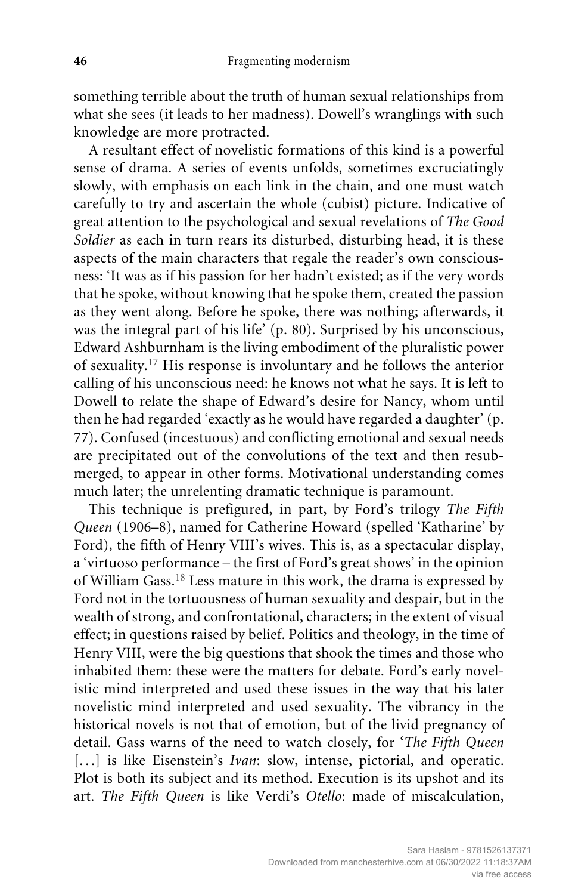something terrible about the truth of human sexual relationships from what she sees (it leads to her madness). Dowell's wranglings with such knowledge are more protracted.

A resultant effect of novelistic formations of this kind is a powerful sense of drama. A series of events unfolds, sometimes excruciatingly slowly, with emphasis on each link in the chain, and one must watch carefully to try and ascertain the whole (cubist) picture. Indicative of great attention to the psychological and sexual revelations of *The Good Soldier* as each in turn rears its disturbed, disturbing head, it is these aspects of the main characters that regale the reader's own consciousness: 'It was as if his passion for her hadn't existed; as if the very words that he spoke, without knowing that he spoke them, created the passion as they went along. Before he spoke, there was nothing; afterwards, it was the integral part of his life' (p. 80). Surprised by his unconscious, Edward Ashburnham is the living embodiment of the pluralistic power of sexuality.[17] His response is involuntary and he follows the anterior calling of his unconscious need: he knows not what he says. It is left to Dowell to relate the shape of Edward's desire for Nancy, whom until then he had regarded 'exactly as he would have regarded a daughter' (p. 77). Confused (incestuous) and conflicting emotional and sexual needs are precipitated out of the convolutions of the text and then resubmerged, to appear in other forms. Motivational understanding comes much later; the unrelenting dramatic technique is paramount.

This technique is prefigured, in part, by Ford's trilogy *The Fifth Queen* (1906–8), named for Catherine Howard (spelled 'Katharine' by Ford), the fifth of Henry VIII's wives. This is, as a spectacular display, a 'virtuoso performance – the first of Ford's great shows' in the opinion of William Gass.[18] Less mature in this work, the drama is expressed by Ford not in the tortuousness of human sexuality and despair, but in the wealth of strong, and confrontational, characters; in the extent of visual effect; in questions raised by belief. Politics and theology, in the time of Henry VIII, were the big questions that shook the times and those who inhabited them: these were the matters for debate. Ford's early novelistic mind interpreted and used these issues in the way that his later novelistic mind interpreted and used sexuality. The vibrancy in the historical novels is not that of emotion, but of the livid pregnancy of detail. Gass warns of the need to watch closely, for '*The Fifth Queen* [...] is like Eisenstein's *Ivan*: slow, intense, pictorial, and operatic. Plot is both its subject and its method. Execution is its upshot and its art. *The Fifth Queen* is like Verdi's *Otello*: made of miscalculation,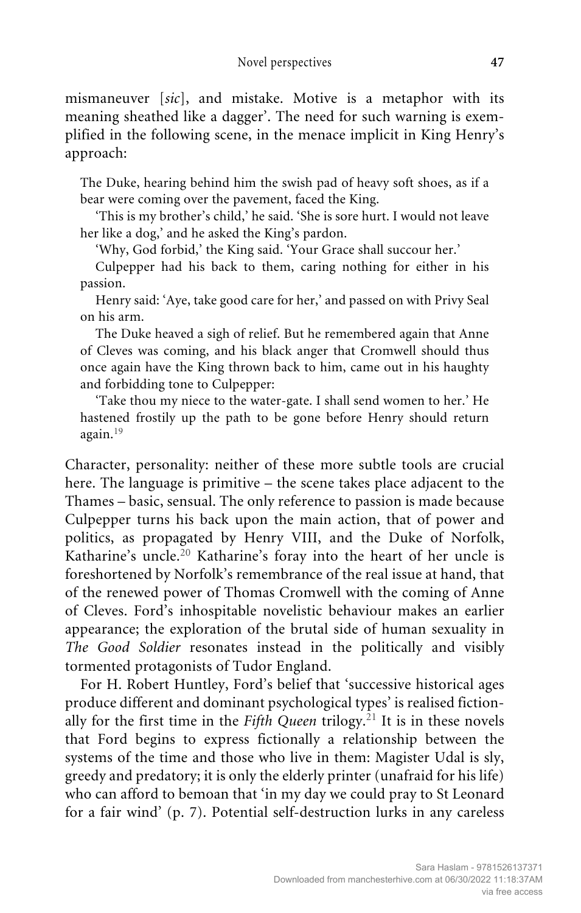mismaneuver [*sic*], and mistake. Motive is a metaphor with its meaning sheathed like a dagger'. The need for such warning is exemplified in the following scene, in the menace implicit in King Henry's approach:

> The Duke, hearing behind him the swish pad of heavy soft shoes, as if a bear were coming over the pavement, faced the King.
>
> 'This is my brother's child,' he said. 'She is sore hurt. I would not leave her like a dog,' and he asked the King's pardon.
>
> 'Why, God forbid,' the King said. 'Your Grace shall succour her.'
>
> Culpepper had his back to them, caring nothing for either in his passion.
>
> Henry said: 'Aye, take good care for her,' and passed on with Privy Seal on his arm.
>
> The Duke heaved a sigh of relief. But he remembered again that Anne of Cleves was coming, and his black anger that Cromwell should thus once again have the King thrown back to him, came out in his haughty and forbidding tone to Culpepper:
>
> 'Take thou my niece to the water-gate. I shall send women to her.' He hastened frostily up the path to be gone before Henry should return again.[19]

Character, personality: neither of these more subtle tools are crucial here. The language is primitive – the scene takes place adjacent to the Thames – basic, sensual. The only reference to passion is made because Culpepper turns his back upon the main action, that of power and politics, as propagated by Henry VIII, and the Duke of Norfolk, Katharine's uncle.[20] Katharine's foray into the heart of her uncle is foreshortened by Norfolk's remembrance of the real issue at hand, that of the renewed power of Thomas Cromwell with the coming of Anne of Cleves. Ford's inhospitable novelistic behaviour makes an earlier appearance; the exploration of the brutal side of human sexuality in *The Good Soldier* resonates instead in the politically and visibly tormented protagonists of Tudor England.

For H. Robert Huntley, Ford's belief that 'successive historical ages produce different and dominant psychological types' is realised fictionally for the first time in the *Fifth Queen* trilogy.[21] It is in these novels that Ford begins to express fictionally a relationship between the systems of the time and those who live in them: Magister Udal is sly, greedy and predatory; it is only the elderly printer (unafraid for his life) who can afford to bemoan that 'in my day we could pray to St Leonard for a fair wind' (p. 7). Potential self-destruction lurks in any careless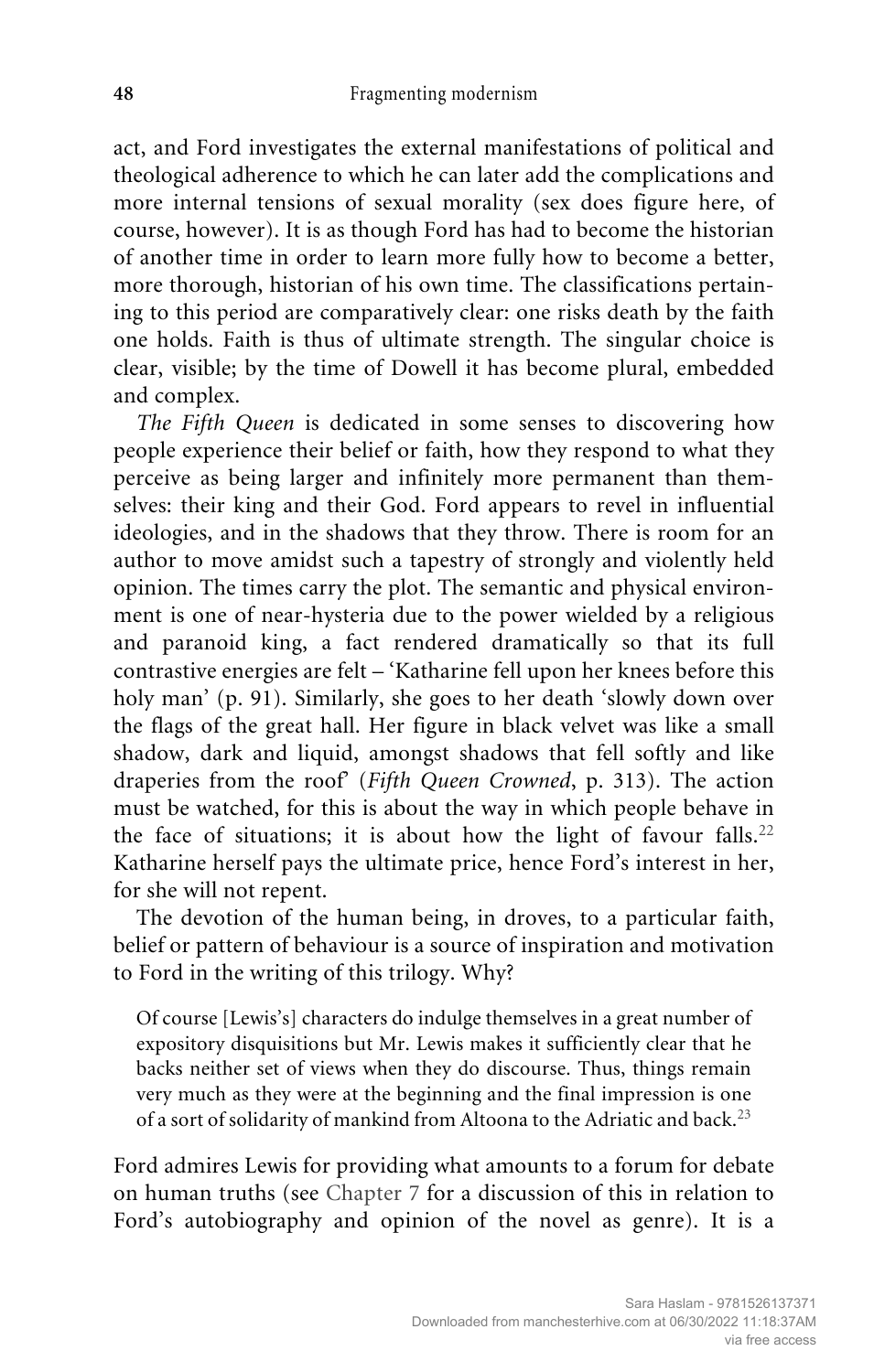act, and Ford investigates the external manifestations of political and theological adherence to which he can later add the complications and more internal tensions of sexual morality (sex does figure here, of course, however). It is as though Ford has had to become the historian of another time in order to learn more fully how to become a better, more thorough, historian of his own time. The classifications pertaining to this period are comparatively clear: one risks death by the faith one holds. Faith is thus of ultimate strength. The singular choice is clear, visible; by the time of Dowell it has become plural, embedded and complex.

*The Fifth Queen* is dedicated in some senses to discovering how people experience their belief or faith, how they respond to what they perceive as being larger and infinitely more permanent than themselves: their king and their God. Ford appears to revel in influential ideologies, and in the shadows that they throw. There is room for an author to move amidst such a tapestry of strongly and violently held opinion. The times carry the plot. The semantic and physical environment is one of near-hysteria due to the power wielded by a religious and paranoid king, a fact rendered dramatically so that its full contrastive energies are felt – 'Katharine fell upon her knees before this holy man' (p. 91). Similarly, she goes to her death 'slowly down over the flags of the great hall. Her figure in black velvet was like a small shadow, dark and liquid, amongst shadows that fell softly and like draperies from the roof' (*Fifth Queen Crowned*, p. 313). The action must be watched, for this is about the way in which people behave in the face of situations; it is about how the light of favour falls.[22] Katharine herself pays the ultimate price, hence Ford's interest in her, for she will not repent.

The devotion of the human being, in droves, to a particular faith, belief or pattern of behaviour is a source of inspiration and motivation to Ford in the writing of this trilogy. Why?

> Of course [Lewis's] characters do indulge themselves in a great number of expository disquisitions but Mr. Lewis makes it sufficiently clear that he backs neither set of views when they do discourse. Thus, things remain very much as they were at the beginning and the final impression is one of a sort of solidarity of mankind from Altoona to the Adriatic and back.[23]

Ford admires Lewis for providing what amounts to a forum for debate on human truths (see Chapter 7 for a discussion of this in relation to Ford's autobiography and opinion of the novel as genre). It is a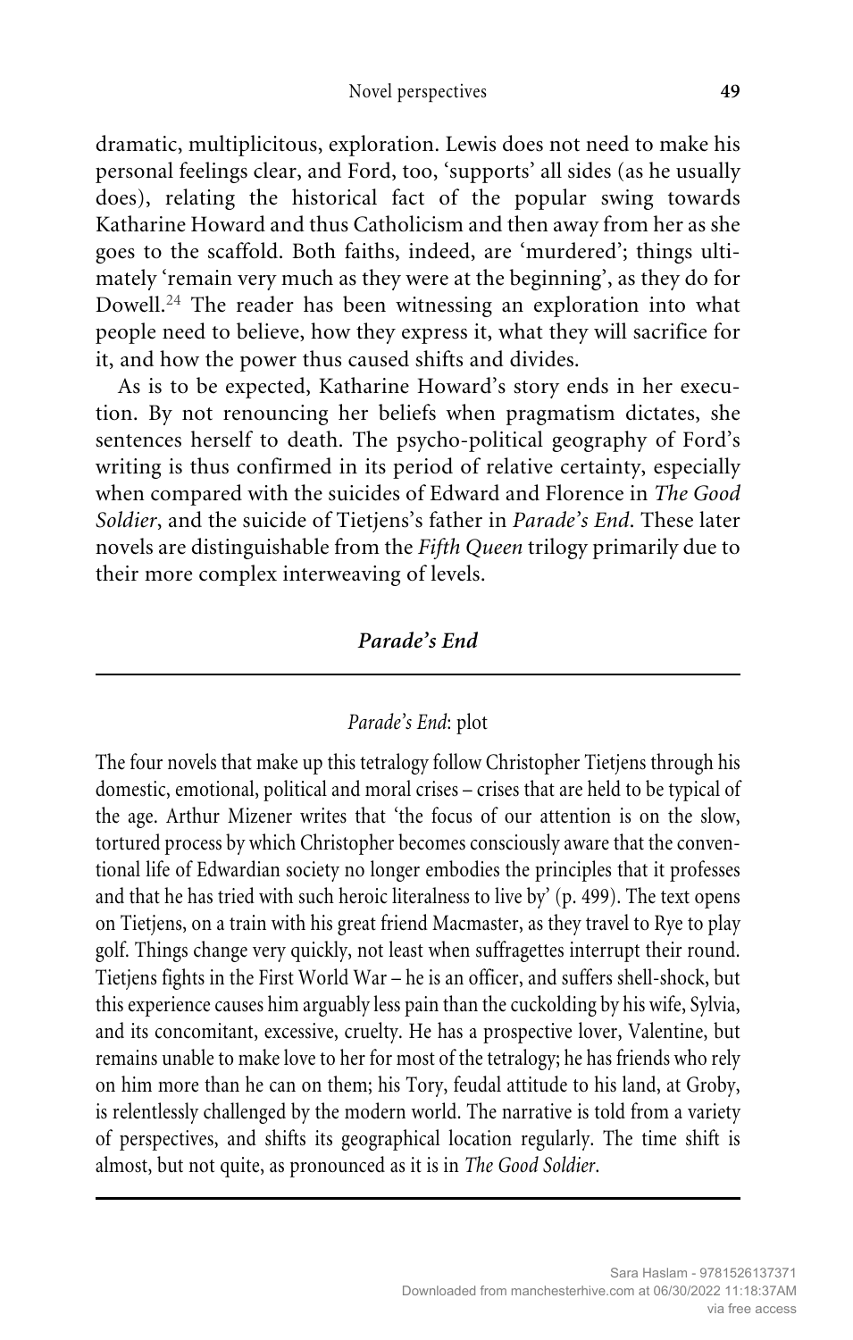dramatic, multiplicitous, exploration. Lewis does not need to make his personal feelings clear, and Ford, too, 'supports' all sides (as he usually does), relating the historical fact of the popular swing towards Katharine Howard and thus Catholicism and then away from her as she goes to the scaffold. Both faiths, indeed, are 'murdered'; things ultimately 'remain very much as they were at the beginning', as they do for Dowell.[24] The reader has been witnessing an exploration into what people need to believe, how they express it, what they will sacrifice for it, and how the power thus caused shifts and divides.

As is to be expected, Katharine Howard's story ends in her execution. By not renouncing her beliefs when pragmatism dictates, she sentences herself to death. The psycho-political geography of Ford's writing is thus confirmed in its period of relative certainty, especially when compared with the suicides of Edward and Florence in *The Good Soldier*, and the suicide of Tietjens's father in *Parade's End*. These later novels are distinguishable from the *Fifth Queen* trilogy primarily due to their more complex interweaving of levels.

## *Parade's End*

### *Parade's End*: plot

The four novels that make up this tetralogy follow Christopher Tietjens through his domestic, emotional, political and moral crises – crises that are held to be typical of the age. Arthur Mizener writes that 'the focus of our attention is on the slow, tortured process by which Christopher becomes consciously aware that the conventional life of Edwardian society no longer embodies the principles that it professes and that he has tried with such heroic literalness to live by' (p. 499). The text opens on Tietjens, on a train with his great friend Macmaster, as they travel to Rye to play golf. Things change very quickly, not least when suffragettes interrupt their round. Tietjens fights in the First World War – he is an officer, and suffers shell-shock, but this experience causes him arguably less pain than the cuckolding by his wife, Sylvia, and its concomitant, excessive, cruelty. He has a prospective lover, Valentine, but remains unable to make love to her for most of the tetralogy; he has friends who rely on him more than he can on them; his Tory, feudal attitude to his land, at Groby, is relentlessly challenged by the modern world. The narrative is told from a variety of perspectives, and shifts its geographical location regularly. The time shift is almost, but not quite, as pronounced as it is in *The Good Soldier*.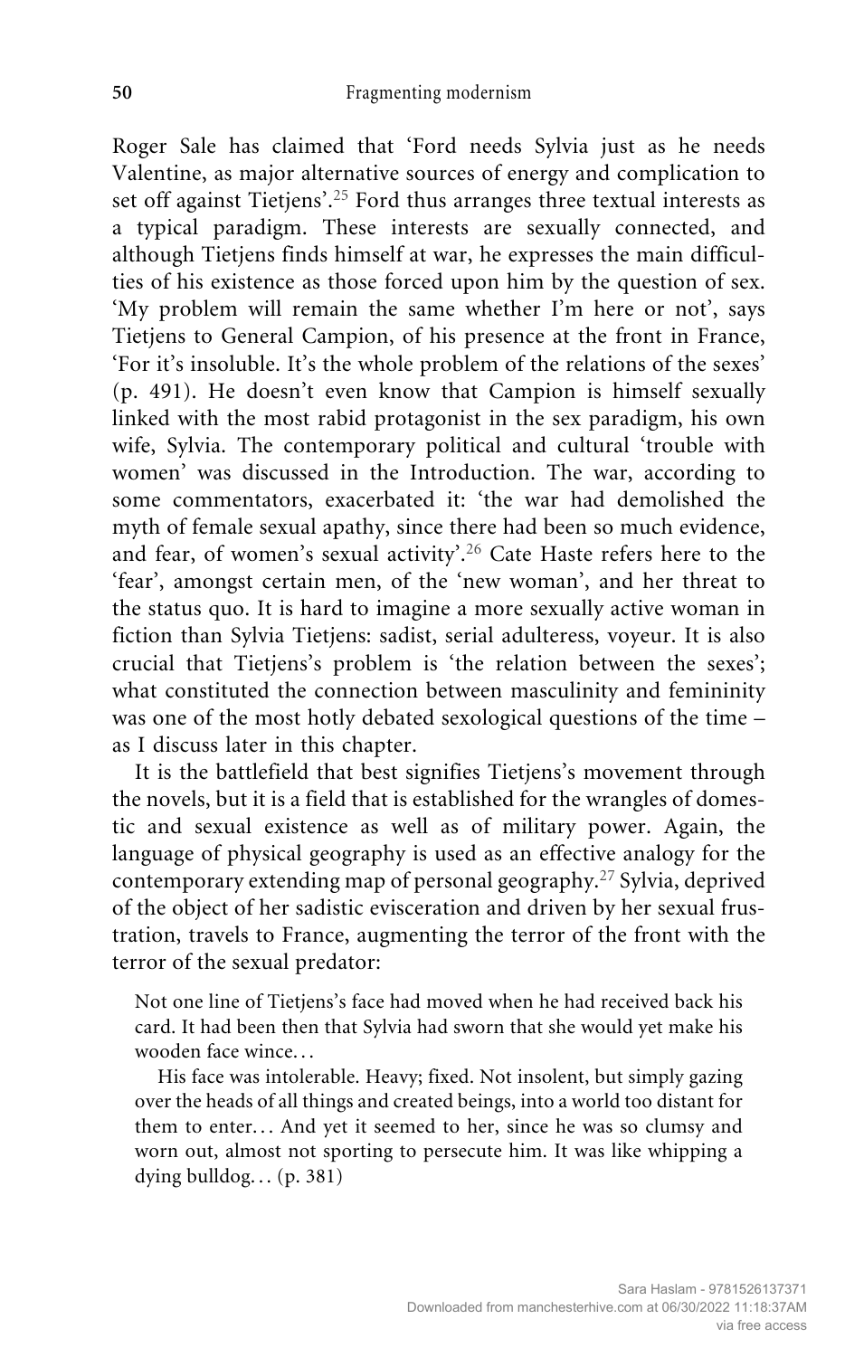Roger Sale has claimed that 'Ford needs Sylvia just as he needs Valentine, as major alternative sources of energy and complication to set off against Tietjens'.[25] Ford thus arranges three textual interests as a typical paradigm. These interests are sexually connected, and although Tietjens finds himself at war, he expresses the main difficulties of his existence as those forced upon him by the question of sex. 'My problem will remain the same whether I'm here or not', says Tietjens to General Campion, of his presence at the front in France, 'For it's insoluble. It's the whole problem of the relations of the sexes' (p. 491). He doesn't even know that Campion is himself sexually linked with the most rabid protagonist in the sex paradigm, his own wife, Sylvia. The contemporary political and cultural 'trouble with women' was discussed in the Introduction. The war, according to some commentators, exacerbated it: 'the war had demolished the myth of female sexual apathy, since there had been so much evidence, and fear, of women's sexual activity'.[26] Cate Haste refers here to the 'fear', amongst certain men, of the 'new woman', and her threat to the status quo. It is hard to imagine a more sexually active woman in fiction than Sylvia Tietjens: sadist, serial adulteress, voyeur. It is also crucial that Tietjens's problem is 'the relation between the sexes'; what constituted the connection between masculinity and femininity was one of the most hotly debated sexological questions of the time – as I discuss later in this chapter.

It is the battlefield that best signifies Tietjens's movement through the novels, but it is a field that is established for the wrangles of domestic and sexual existence as well as of military power. Again, the language of physical geography is used as an effective analogy for the contemporary extending map of personal geography.[27] Sylvia, deprived of the object of her sadistic evisceration and driven by her sexual frustration, travels to France, augmenting the terror of the front with the terror of the sexual predator:

> Not one line of Tietjens's face had moved when he had received back his card. It had been then that Sylvia had sworn that she would yet make his wooden face wince…
>
> His face was intolerable. Heavy; fixed. Not insolent, but simply gazing over the heads of all things and created beings, into a world too distant for them to enter… And yet it seemed to her, since he was so clumsy and worn out, almost not sporting to persecute him. It was like whipping a dying bulldog… (p. 381)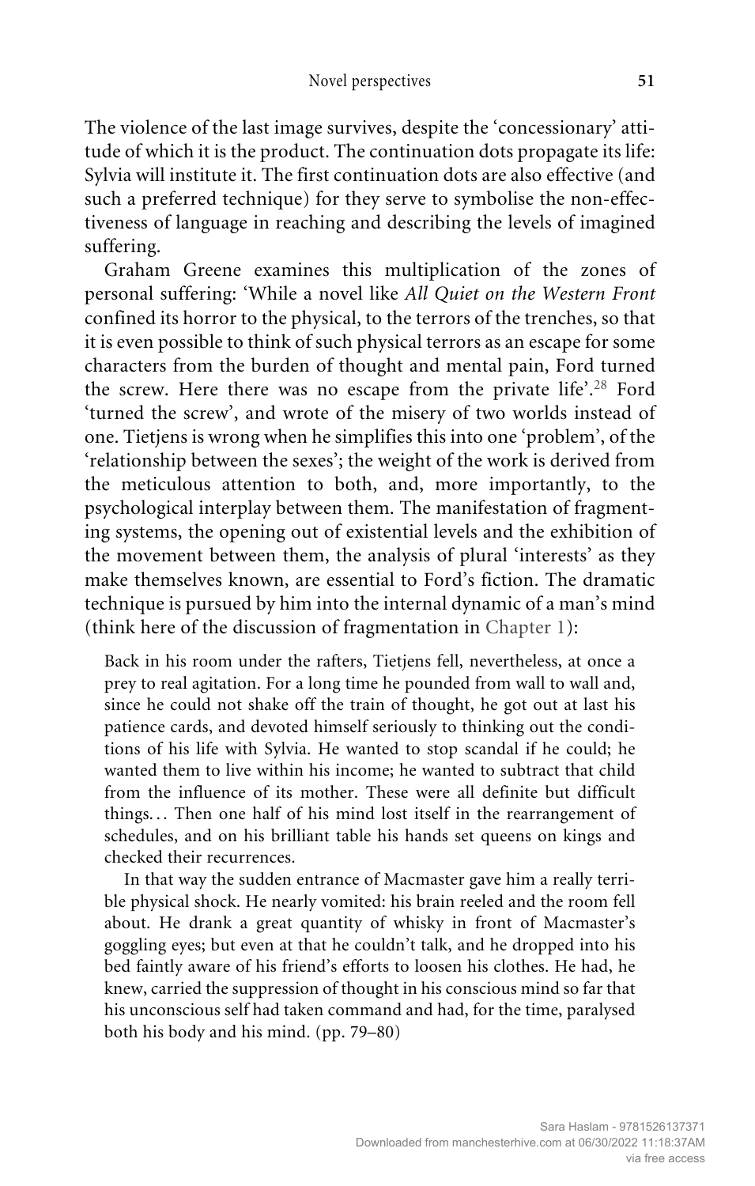The violence of the last image survives, despite the 'concessionary' attitude of which it is the product. The continuation dots propagate its life: Sylvia will institute it. The first continuation dots are also effective (and such a preferred technique) for they serve to symbolise the non-effectiveness of language in reaching and describing the levels of imagined suffering.

Graham Greene examines this multiplication of the zones of personal suffering: 'While a novel like *All Quiet on the Western Front* confined its horror to the physical, to the terrors of the trenches, so that it is even possible to think of such physical terrors as an escape for some characters from the burden of thought and mental pain, Ford turned the screw. Here there was no escape from the private life'.[28] Ford 'turned the screw', and wrote of the misery of two worlds instead of one. Tietjens is wrong when he simplifies this into one 'problem', of the 'relationship between the sexes'; the weight of the work is derived from the meticulous attention to both, and, more importantly, to the psychological interplay between them. The manifestation of fragmenting systems, the opening out of existential levels and the exhibition of the movement between them, the analysis of plural 'interests' as they make themselves known, are essential to Ford's fiction. The dramatic technique is pursued by him into the internal dynamic of a man's mind (think here of the discussion of fragmentation in Chapter 1):

> Back in his room under the rafters, Tietjens fell, nevertheless, at once a prey to real agitation. For a long time he pounded from wall to wall and, since he could not shake off the train of thought, he got out at last his patience cards, and devoted himself seriously to thinking out the conditions of his life with Sylvia. He wanted to stop scandal if he could; he wanted them to live within his income; he wanted to subtract that child from the influence of its mother. These were all definite but difficult things... Then one half of his mind lost itself in the rearrangement of schedules, and on his brilliant table his hands set queens on kings and checked their recurrences.
>
> In that way the sudden entrance of Macmaster gave him a really terrible physical shock. He nearly vomited: his brain reeled and the room fell about. He drank a great quantity of whisky in front of Macmaster's goggling eyes; but even at that he couldn't talk, and he dropped into his bed faintly aware of his friend's efforts to loosen his clothes. He had, he knew, carried the suppression of thought in his conscious mind so far that his unconscious self had taken command and had, for the time, paralysed both his body and his mind. (pp. 79–80)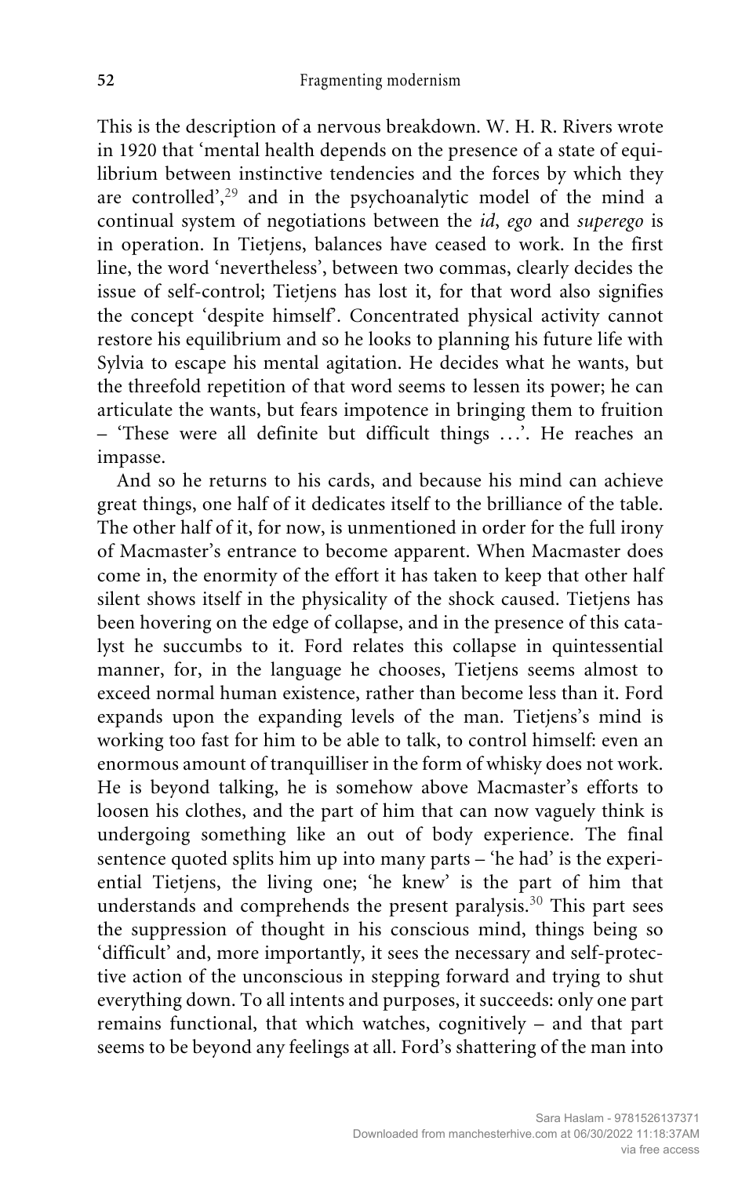This is the description of a nervous breakdown. W. H. R. Rivers wrote in 1920 that 'mental health depends on the presence of a state of equilibrium between instinctive tendencies and the forces by which they are controlled',[29] and in the psychoanalytic model of the mind a continual system of negotiations between the *id*, *ego* and *superego* is in operation. In Tietjens, balances have ceased to work. In the first line, the word 'nevertheless', between two commas, clearly decides the issue of self-control; Tietjens has lost it, for that word also signifies the concept 'despite himself'. Concentrated physical activity cannot restore his equilibrium and so he looks to planning his future life with Sylvia to escape his mental agitation. He decides what he wants, but the threefold repetition of that word seems to lessen its power; he can articulate the wants, but fears impotence in bringing them to fruition – 'These were all definite but difficult things …'. He reaches an impasse.

And so he returns to his cards, and because his mind can achieve great things, one half of it dedicates itself to the brilliance of the table. The other half of it, for now, is unmentioned in order for the full irony of Macmaster's entrance to become apparent. When Macmaster does come in, the enormity of the effort it has taken to keep that other half silent shows itself in the physicality of the shock caused. Tietjens has been hovering on the edge of collapse, and in the presence of this catalyst he succumbs to it. Ford relates this collapse in quintessential manner, for, in the language he chooses, Tietjens seems almost to exceed normal human existence, rather than become less than it. Ford expands upon the expanding levels of the man. Tietjens's mind is working too fast for him to be able to talk, to control himself: even an enormous amount of tranquilliser in the form of whisky does not work. He is beyond talking, he is somehow above Macmaster's efforts to loosen his clothes, and the part of him that can now vaguely think is undergoing something like an out of body experience. The final sentence quoted splits him up into many parts – 'he had' is the experiential Tietjens, the living one; 'he knew' is the part of him that understands and comprehends the present paralysis.[30] This part sees the suppression of thought in his conscious mind, things being so 'difficult' and, more importantly, it sees the necessary and self-protective action of the unconscious in stepping forward and trying to shut everything down. To all intents and purposes, it succeeds: only one part remains functional, that which watches, cognitively – and that part seems to be beyond any feelings at all. Ford's shattering of the man into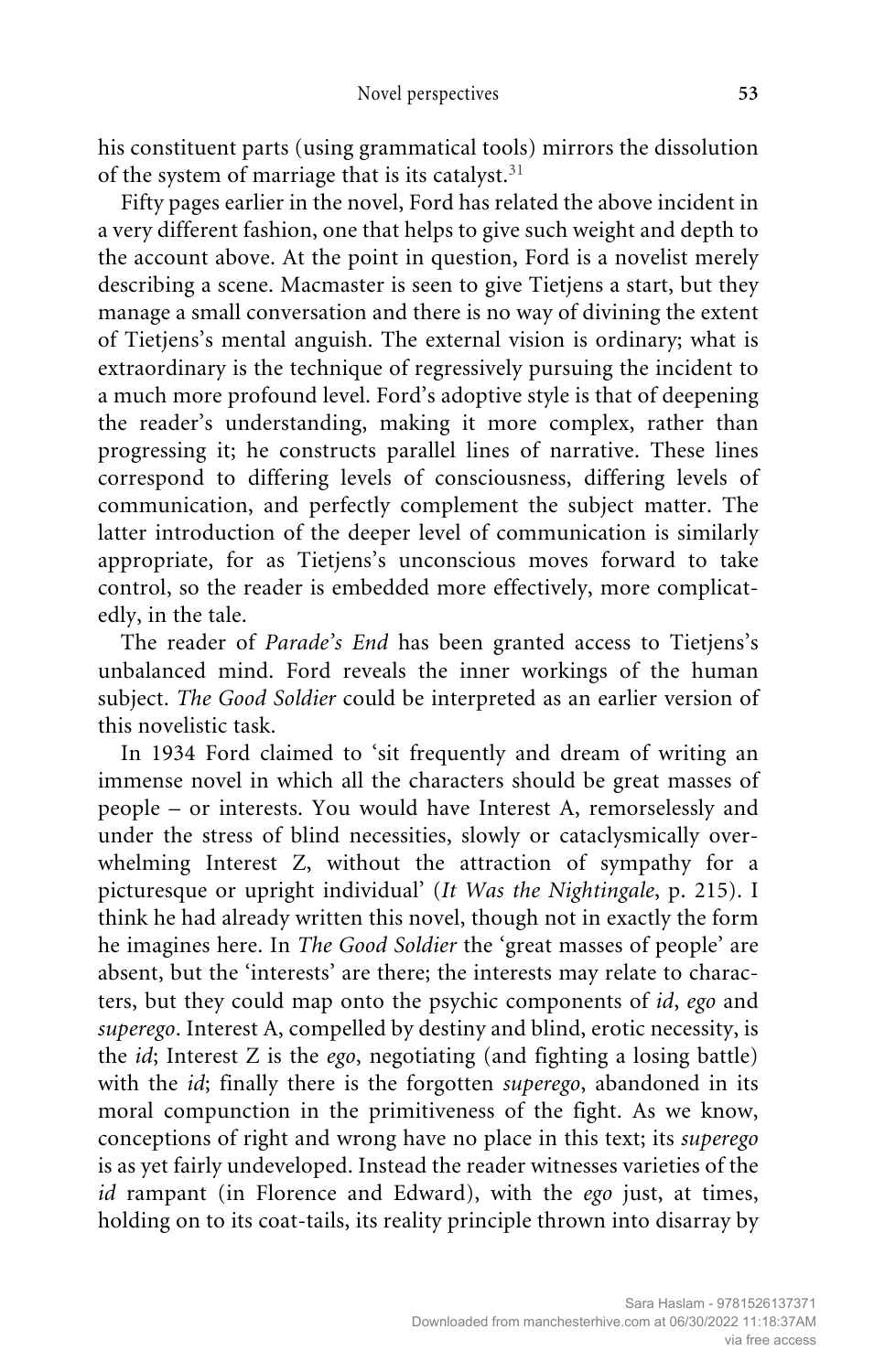his constituent parts (using grammatical tools) mirrors the dissolution of the system of marriage that is its catalyst.[31]

Fifty pages earlier in the novel, Ford has related the above incident in a very different fashion, one that helps to give such weight and depth to the account above. At the point in question, Ford is a novelist merely describing a scene. Macmaster is seen to give Tietjens a start, but they manage a small conversation and there is no way of divining the extent of Tietjens's mental anguish. The external vision is ordinary; what is extraordinary is the technique of regressively pursuing the incident to a much more profound level. Ford's adoptive style is that of deepening the reader's understanding, making it more complex, rather than progressing it; he constructs parallel lines of narrative. These lines correspond to differing levels of consciousness, differing levels of communication, and perfectly complement the subject matter. The latter introduction of the deeper level of communication is similarly appropriate, for as Tietjens's unconscious moves forward to take control, so the reader is embedded more effectively, more complicatedly, in the tale.

The reader of *Parade's End* has been granted access to Tietjens's unbalanced mind. Ford reveals the inner workings of the human subject. *The Good Soldier* could be interpreted as an earlier version of this novelistic task.

In 1934 Ford claimed to 'sit frequently and dream of writing an immense novel in which all the characters should be great masses of people – or interests. You would have Interest A, remorselessly and under the stress of blind necessities, slowly or cataclysmically overwhelming Interest Z, without the attraction of sympathy for a picturesque or upright individual' (*It Was the Nightingale*, p. 215). I think he had already written this novel, though not in exactly the form he imagines here. In *The Good Soldier* the 'great masses of people' are absent, but the 'interests' are there; the interests may relate to characters, but they could map onto the psychic components of *id*, *ego* and *superego*. Interest A, compelled by destiny and blind, erotic necessity, is the *id*; Interest Z is the *ego*, negotiating (and fighting a losing battle) with the *id*; finally there is the forgotten *superego*, abandoned in its moral compunction in the primitiveness of the fight. As we know, conceptions of right and wrong have no place in this text; its *superego* is as yet fairly undeveloped. Instead the reader witnesses varieties of the *id* rampant (in Florence and Edward), with the *ego* just, at times, holding on to its coat-tails, its reality principle thrown into disarray by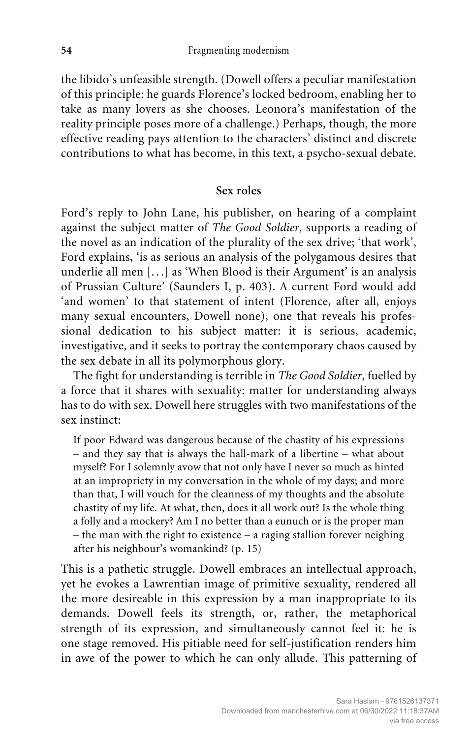the libido's unfeasible strength. (Dowell offers a peculiar manifestation of this principle: he guards Florence's locked bedroom, enabling her to take as many lovers as she chooses. Leonora's manifestation of the reality principle poses more of a challenge.) Perhaps, though, the more effective reading pays attention to the characters' distinct and discrete contributions to what has become, in this text, a psycho-sexual debate.

## Sex roles

Ford's reply to John Lane, his publisher, on hearing of a complaint against the subject matter of *The Good Soldier*, supports a reading of the novel as an indication of the plurality of the sex drive; 'that work', Ford explains, 'is as serious an analysis of the polygamous desires that underlie all men [...] as 'When Blood is their Argument' is an analysis of Prussian Culture' (Saunders I, p. 403). A current Ford would add 'and women' to that statement of intent (Florence, after all, enjoys many sexual encounters, Dowell none), one that reveals his professional dedication to his subject matter: it is serious, academic, investigative, and it seeks to portray the contemporary chaos caused by the sex debate in all its polymorphous glory.

The fight for understanding is terrible in *The Good Soldier*, fuelled by a force that it shares with sexuality: matter for understanding always has to do with sex. Dowell here struggles with two manifestations of the sex instinct:

> If poor Edward was dangerous because of the chastity of his expressions – and they say that is always the hall-mark of a libertine – what about myself? For I solemnly avow that not only have I never so much as hinted at an impropriety in my conversation in the whole of my days; and more than that, I will vouch for the cleanness of my thoughts and the absolute chastity of my life. At what, then, does it all work out? Is the whole thing a folly and a mockery? Am I no better than a eunuch or is the proper man – the man with the right to existence – a raging stallion forever neighing after his neighbour's womankind? (p. 15)

This is a pathetic struggle. Dowell embraces an intellectual approach, yet he evokes a Lawrentian image of primitive sexuality, rendered all the more desireable in this expression by a man inappropriate to its demands. Dowell feels its strength, or, rather, the metaphorical strength of its expression, and simultaneously cannot feel it: he is one stage removed. His pitiable need for self-justification renders him in awe of the power to which he can only allude. This patterning of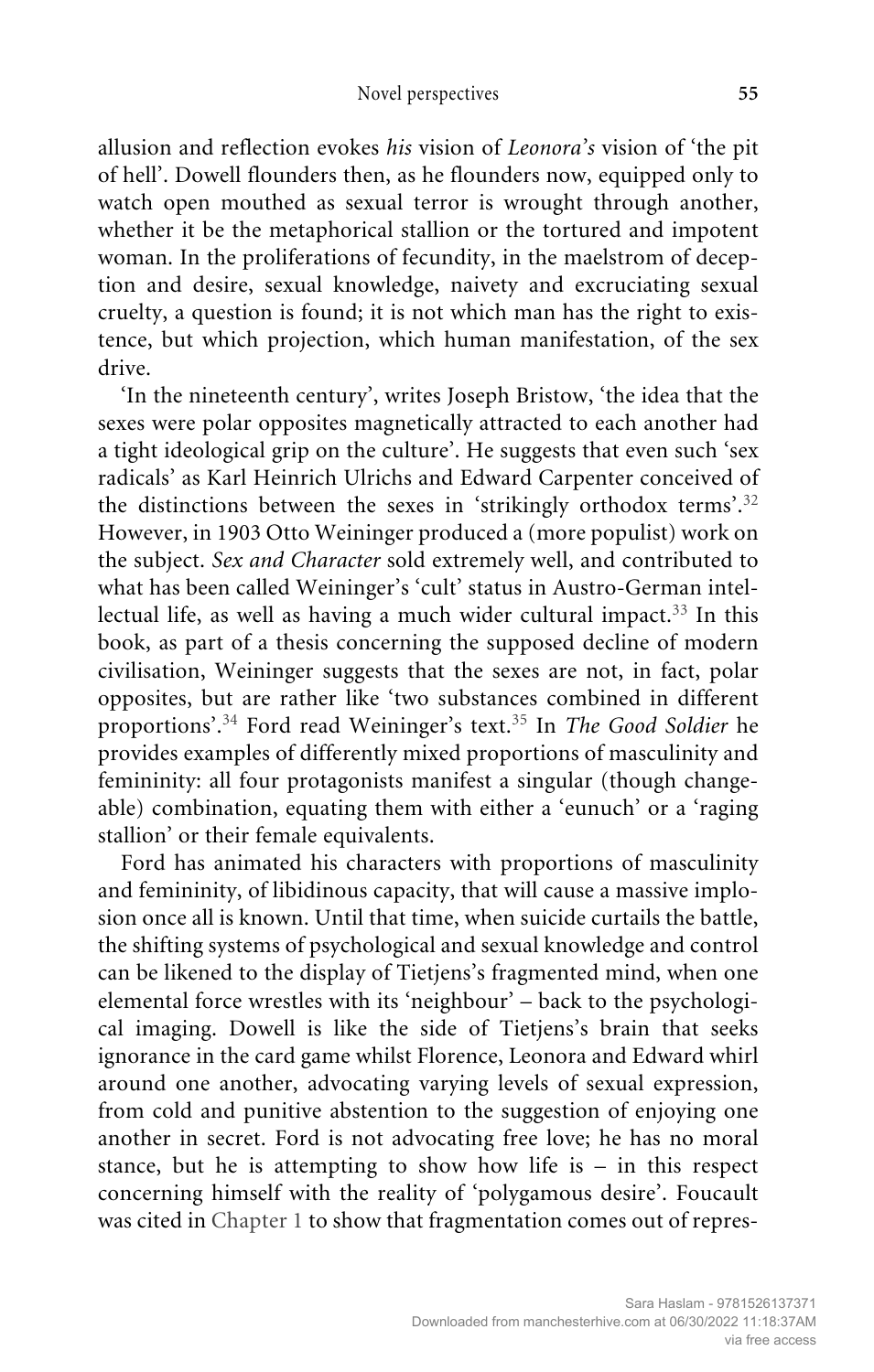allusion and reflection evokes *his* vision of *Leonora's* vision of 'the pit of hell'. Dowell flounders then, as he flounders now, equipped only to watch open mouthed as sexual terror is wrought through another, whether it be the metaphorical stallion or the tortured and impotent woman. In the proliferations of fecundity, in the maelstrom of deception and desire, sexual knowledge, naivety and excruciating sexual cruelty, a question is found; it is not which man has the right to existence, but which projection, which human manifestation, of the sex drive.

'In the nineteenth century', writes Joseph Bristow, 'the idea that the sexes were polar opposites magnetically attracted to each another had a tight ideological grip on the culture'. He suggests that even such 'sex radicals' as Karl Heinrich Ulrichs and Edward Carpenter conceived of the distinctions between the sexes in 'strikingly orthodox terms'.[32] However, in 1903 Otto Weininger produced a (more populist) work on the subject. *Sex and Character* sold extremely well, and contributed to what has been called Weininger's 'cult' status in Austro-German intellectual life, as well as having a much wider cultural impact.[33] In this book, as part of a thesis concerning the supposed decline of modern civilisation, Weininger suggests that the sexes are not, in fact, polar opposites, but are rather like 'two substances combined in different proportions'.[34] Ford read Weininger's text.[35] In *The Good Soldier* he provides examples of differently mixed proportions of masculinity and femininity: all four protagonists manifest a singular (though changeable) combination, equating them with either a 'eunuch' or a 'raging stallion' or their female equivalents.

Ford has animated his characters with proportions of masculinity and femininity, of libidinous capacity, that will cause a massive implosion once all is known. Until that time, when suicide curtails the battle, the shifting systems of psychological and sexual knowledge and control can be likened to the display of Tietjens's fragmented mind, when one elemental force wrestles with its 'neighbour' – back to the psychological imaging. Dowell is like the side of Tietjens's brain that seeks ignorance in the card game whilst Florence, Leonora and Edward whirl around one another, advocating varying levels of sexual expression, from cold and punitive abstention to the suggestion of enjoying one another in secret. Ford is not advocating free love; he has no moral stance, but he is attempting to show how life is – in this respect concerning himself with the reality of 'polygamous desire'. Foucault was cited in Chapter 1 to show that fragmentation comes out of repres-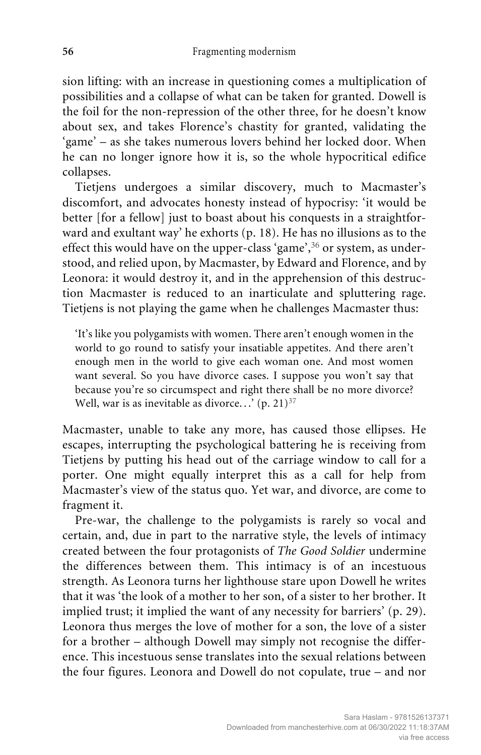sion lifting: with an increase in questioning comes a multiplication of possibilities and a collapse of what can be taken for granted. Dowell is the foil for the non-repression of the other three, for he doesn't know about sex, and takes Florence's chastity for granted, validating the 'game' – as she takes numerous lovers behind her locked door. When he can no longer ignore how it is, so the whole hypocritical edifice collapses.

Tietjens undergoes a similar discovery, much to Macmaster's discomfort, and advocates honesty instead of hypocrisy: 'it would be better [for a fellow] just to boast about his conquests in a straightforward and exultant way' he exhorts (p. 18). He has no illusions as to the effect this would have on the upper-class 'game',[36] or system, as understood, and relied upon, by Macmaster, by Edward and Florence, and by Leonora: it would destroy it, and in the apprehension of this destruction Macmaster is reduced to an inarticulate and spluttering rage. Tietjens is not playing the game when he challenges Macmaster thus:

> 'It's like you polygamists with women. There aren't enough women in the world to go round to satisfy your insatiable appetites. And there aren't enough men in the world to give each woman one. And most women want several. So you have divorce cases. I suppose you won't say that because you're so circumspect and right there shall be no more divorce? Well, war is as inevitable as divorce...' (p. 21)[37]

Macmaster, unable to take any more, has caused those ellipses. He escapes, interrupting the psychological battering he is receiving from Tietjens by putting his head out of the carriage window to call for a porter. One might equally interpret this as a call for help from Macmaster's view of the status quo. Yet war, and divorce, are come to fragment it.

Pre-war, the challenge to the polygamists is rarely so vocal and certain, and, due in part to the narrative style, the levels of intimacy created between the four protagonists of *The Good Soldier* undermine the differences between them. This intimacy is of an incestuous strength. As Leonora turns her lighthouse stare upon Dowell he writes that it was 'the look of a mother to her son, of a sister to her brother. It implied trust; it implied the want of any necessity for barriers' (p. 29). Leonora thus merges the love of mother for a son, the love of a sister for a brother – although Dowell may simply not recognise the difference. This incestuous sense translates into the sexual relations between the four figures. Leonora and Dowell do not copulate, true – and nor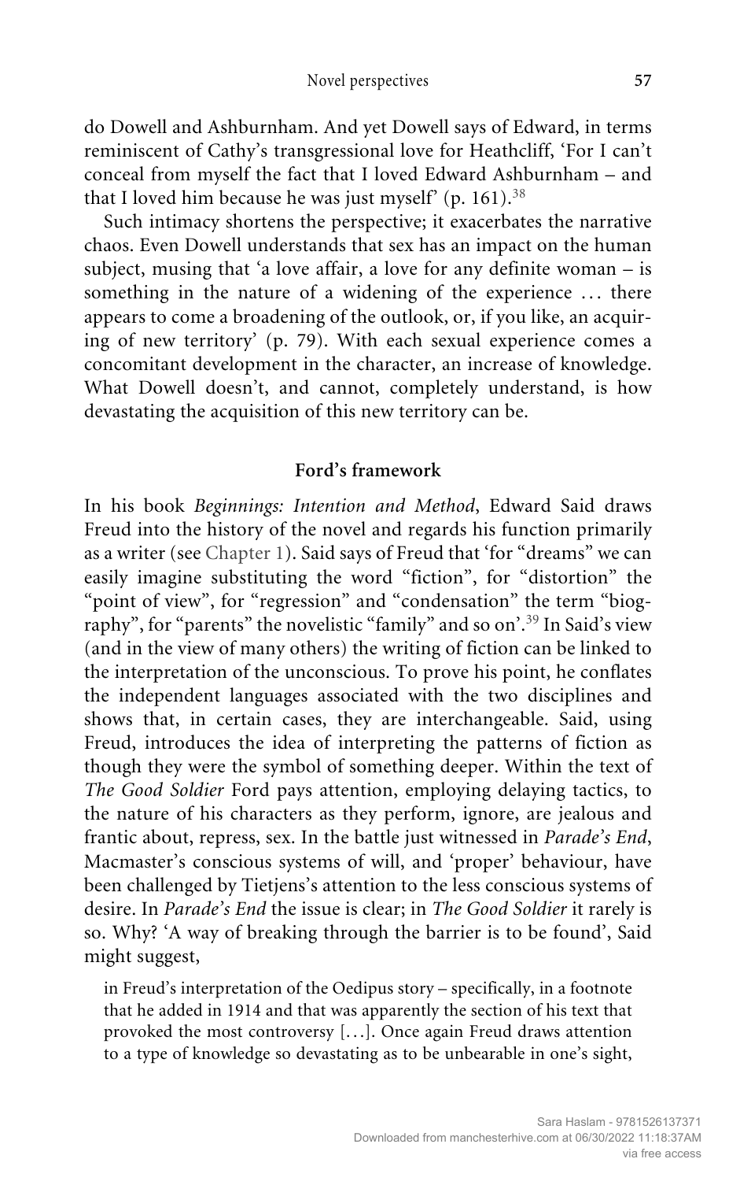do Dowell and Ashburnham. And yet Dowell says of Edward, in terms reminiscent of Cathy's transgressional love for Heathcliff, 'For I can't conceal from myself the fact that I loved Edward Ashburnham – and that I loved him because he was just myself' (p. 161).[38]

Such intimacy shortens the perspective; it exacerbates the narrative chaos. Even Dowell understands that sex has an impact on the human subject, musing that 'a love affair, a love for any definite woman – is something in the nature of a widening of the experience … there appears to come a broadening of the outlook, or, if you like, an acquiring of new territory' (p. 79). With each sexual experience comes a concomitant development in the character, an increase of knowledge. What Dowell doesn't, and cannot, completely understand, is how devastating the acquisition of this new territory can be.

## Ford's framework

In his book *Beginnings: Intention and Method*, Edward Said draws Freud into the history of the novel and regards his function primarily as a writer (see Chapter 1). Said says of Freud that 'for "dreams" we can easily imagine substituting the word "fiction", for "distortion" the "point of view", for "regression" and "condensation" the term "biography", for "parents" the novelistic "family" and so on'.[39] In Said's view (and in the view of many others) the writing of fiction can be linked to the interpretation of the unconscious. To prove his point, he conflates the independent languages associated with the two disciplines and shows that, in certain cases, they are interchangeable. Said, using Freud, introduces the idea of interpreting the patterns of fiction as though they were the symbol of something deeper. Within the text of *The Good Soldier* Ford pays attention, employing delaying tactics, to the nature of his characters as they perform, ignore, are jealous and frantic about, repress, sex. In the battle just witnessed in *Parade's End*, Macmaster's conscious systems of will, and 'proper' behaviour, have been challenged by Tietjens's attention to the less conscious systems of desire. In *Parade's End* the issue is clear; in *The Good Soldier* it rarely is so. Why? 'A way of breaking through the barrier is to be found', Said might suggest,

> in Freud's interpretation of the Oedipus story – specifically, in a footnote that he added in 1914 and that was apparently the section of his text that provoked the most controversy […]. Once again Freud draws attention to a type of knowledge so devastating as to be unbearable in one's sight,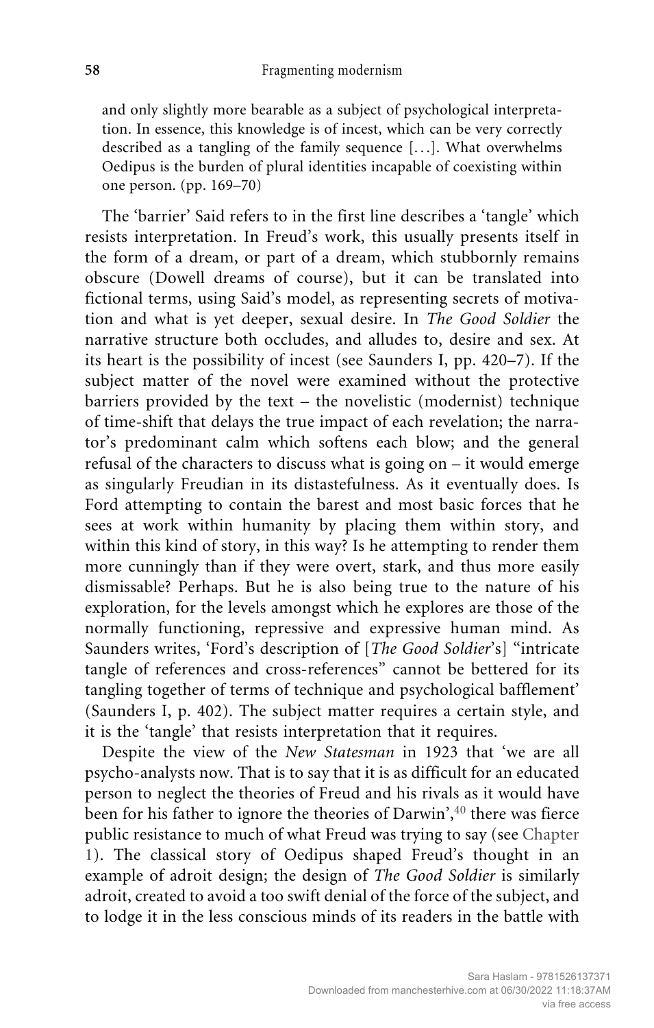> and only slightly more bearable as a subject of psychological interpretation. In essence, this knowledge is of incest, which can be very correctly described as a tangling of the family sequence [. . .]. What overwhelms Oedipus is the burden of plural identities incapable of coexisting within one person. (pp. 169–70)

The 'barrier' Said refers to in the first line describes a 'tangle' which resists interpretation. In Freud's work, this usually presents itself in the form of a dream, or part of a dream, which stubbornly remains obscure (Dowell dreams of course), but it can be translated into fictional terms, using Said's model, as representing secrets of motivation and what is yet deeper, sexual desire. In *The Good Soldier* the narrative structure both occludes, and alludes to, desire and sex. At its heart is the possibility of incest (see Saunders I, pp. 420–7). If the subject matter of the novel were examined without the protective barriers provided by the text – the novelistic (modernist) technique of time-shift that delays the true impact of each revelation; the narrator's predominant calm which softens each blow; and the general refusal of the characters to discuss what is going on – it would emerge as singularly Freudian in its distastefulness. As it eventually does. Is Ford attempting to contain the barest and most basic forces that he sees at work within humanity by placing them within story, and within this kind of story, in this way? Is he attempting to render them more cunningly than if they were overt, stark, and thus more easily dismissable? Perhaps. But he is also being true to the nature of his exploration, for the levels amongst which he explores are those of the normally functioning, repressive and expressive human mind. As Saunders writes, 'Ford's description of [*The Good Soldier*'s] "intricate tangle of references and cross-references" cannot be bettered for its tangling together of terms of technique and psychological bafflement' (Saunders I, p. 402). The subject matter requires a certain style, and it is the 'tangle' that resists interpretation that it requires.

Despite the view of the *New Statesman* in 1923 that 'we are all psycho-analysts now. That is to say that it is as difficult for an educated person to neglect the theories of Freud and his rivals as it would have been for his father to ignore the theories of Darwin',[40] there was fierce public resistance to much of what Freud was trying to say (see Chapter 1). The classical story of Oedipus shaped Freud's thought in an example of adroit design; the design of *The Good Soldier* is similarly adroit, created to avoid a too swift denial of the force of the subject, and to lodge it in the less conscious minds of its readers in the battle with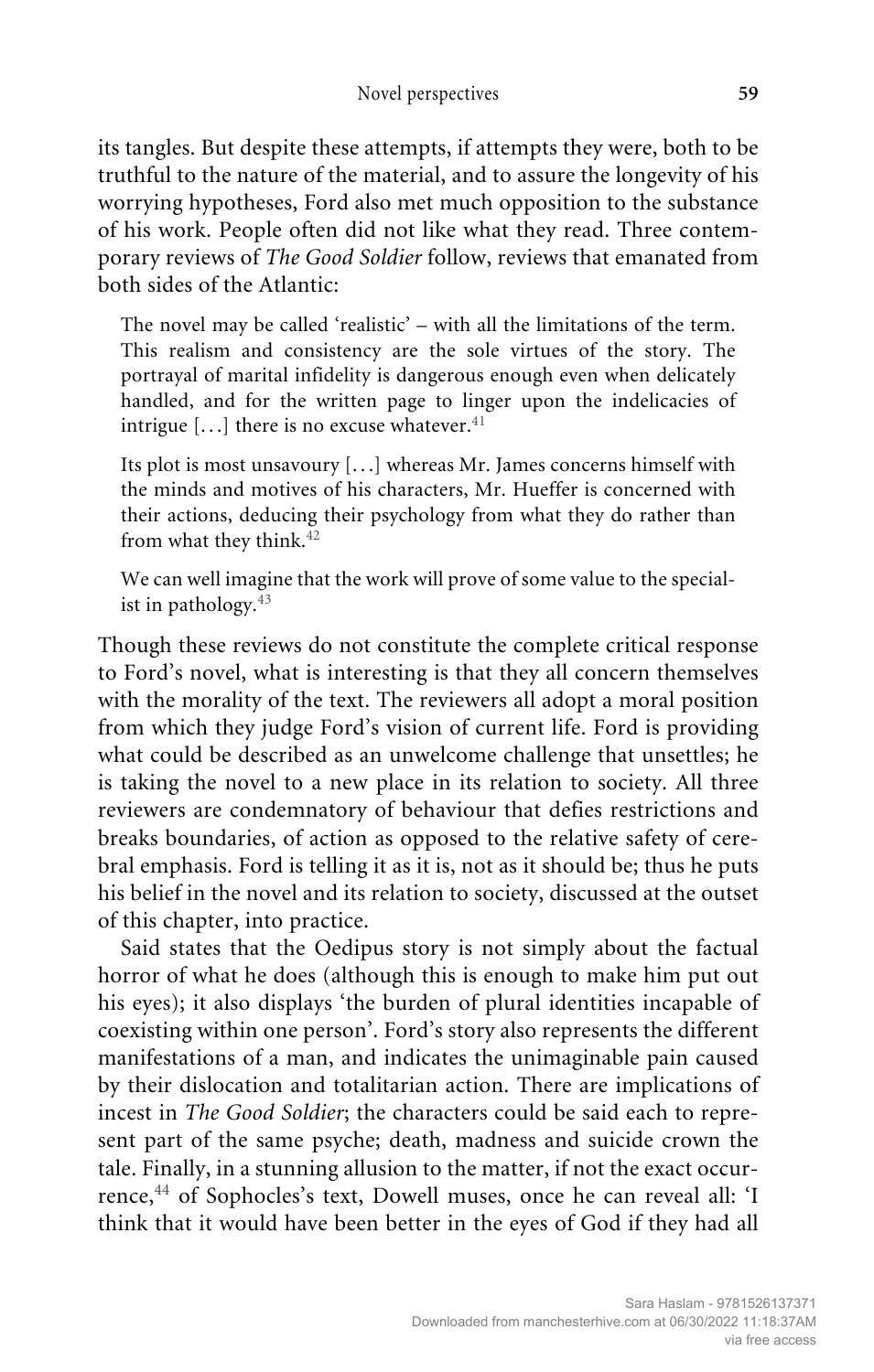its tangles. But despite these attempts, if attempts they were, both to be truthful to the nature of the material, and to assure the longevity of his worrying hypotheses, Ford also met much opposition to the substance of his work. People often did not like what they read. Three contemporary reviews of *The Good Soldier* follow, reviews that emanated from both sides of the Atlantic:

> The novel may be called 'realistic' – with all the limitations of the term. This realism and consistency are the sole virtues of the story. The portrayal of marital infidelity is dangerous enough even when delicately handled, and for the written page to linger upon the indelicacies of intrigue […] there is no excuse whatever.[41]

> Its plot is most unsavoury […] whereas Mr. James concerns himself with the minds and motives of his characters, Mr. Hueffer is concerned with their actions, deducing their psychology from what they do rather than from what they think.[42]

> We can well imagine that the work will prove of some value to the specialist in pathology.[43]

Though these reviews do not constitute the complete critical response to Ford's novel, what is interesting is that they all concern themselves with the morality of the text. The reviewers all adopt a moral position from which they judge Ford's vision of current life. Ford is providing what could be described as an unwelcome challenge that unsettles; he is taking the novel to a new place in its relation to society. All three reviewers are condemnatory of behaviour that defies restrictions and breaks boundaries, of action as opposed to the relative safety of cerebral emphasis. Ford is telling it as it is, not as it should be; thus he puts his belief in the novel and its relation to society, discussed at the outset of this chapter, into practice.

Said states that the Oedipus story is not simply about the factual horror of what he does (although this is enough to make him put out his eyes); it also displays 'the burden of plural identities incapable of coexisting within one person'. Ford's story also represents the different manifestations of a man, and indicates the unimaginable pain caused by their dislocation and totalitarian action. There are implications of incest in *The Good Soldier*; the characters could be said each to represent part of the same psyche; death, madness and suicide crown the tale. Finally, in a stunning allusion to the matter, if not the exact occurrence,[44] of Sophocles's text, Dowell muses, once he can reveal all: 'I think that it would have been better in the eyes of God if they had all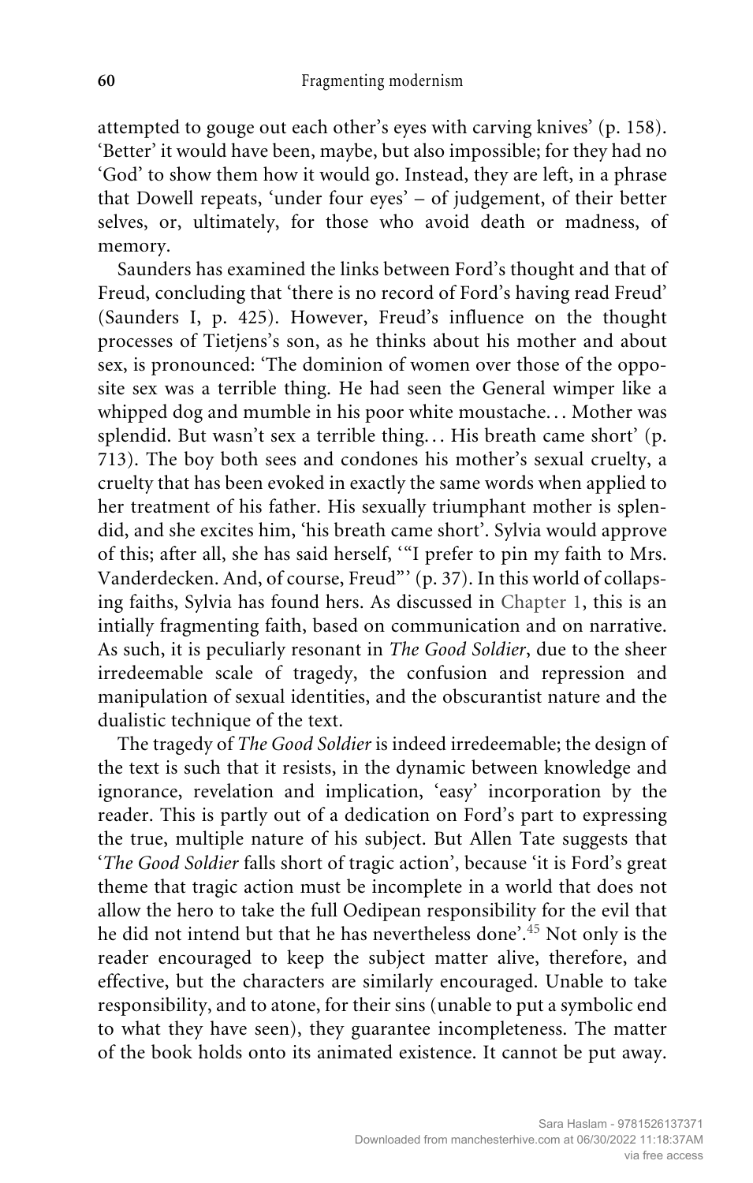attempted to gouge out each other's eyes with carving knives' (p. 158). 'Better' it would have been, maybe, but also impossible; for they had no 'God' to show them how it would go. Instead, they are left, in a phrase that Dowell repeats, 'under four eyes' – of judgement, of their better selves, or, ultimately, for those who avoid death or madness, of memory.

Saunders has examined the links between Ford's thought and that of Freud, concluding that 'there is no record of Ford's having read Freud' (Saunders I, p. 425). However, Freud's influence on the thought processes of Tietjens's son, as he thinks about his mother and about sex, is pronounced: 'The dominion of women over those of the opposite sex was a terrible thing. He had seen the General wimper like a whipped dog and mumble in his poor white moustache… Mother was splendid. But wasn't sex a terrible thing… His breath came short' (p. 713). The boy both sees and condones his mother's sexual cruelty, a cruelty that has been evoked in exactly the same words when applied to her treatment of his father. His sexually triumphant mother is splendid, and she excites him, 'his breath came short'. Sylvia would approve of this; after all, she has said herself, '"I prefer to pin my faith to Mrs. Vanderdecken. And, of course, Freud"' (p. 37). In this world of collapsing faiths, Sylvia has found hers. As discussed in Chapter 1, this is an intially fragmenting faith, based on communication and on narrative. As such, it is peculiarly resonant in *The Good Soldier*, due to the sheer irredeemable scale of tragedy, the confusion and repression and manipulation of sexual identities, and the obscurantist nature and the dualistic technique of the text.

The tragedy of *The Good Soldier* is indeed irredeemable; the design of the text is such that it resists, in the dynamic between knowledge and ignorance, revelation and implication, 'easy' incorporation by the reader. This is partly out of a dedication on Ford's part to expressing the true, multiple nature of his subject. But Allen Tate suggests that '*The Good Soldier* falls short of tragic action', because 'it is Ford's great theme that tragic action must be incomplete in a world that does not allow the hero to take the full Oedipean responsibility for the evil that he did not intend but that he has nevertheless done'.[45] Not only is the reader encouraged to keep the subject matter alive, therefore, and effective, but the characters are similarly encouraged. Unable to take responsibility, and to atone, for their sins (unable to put a symbolic end to what they have seen), they guarantee incompleteness. The matter of the book holds onto its animated existence. It cannot be put away.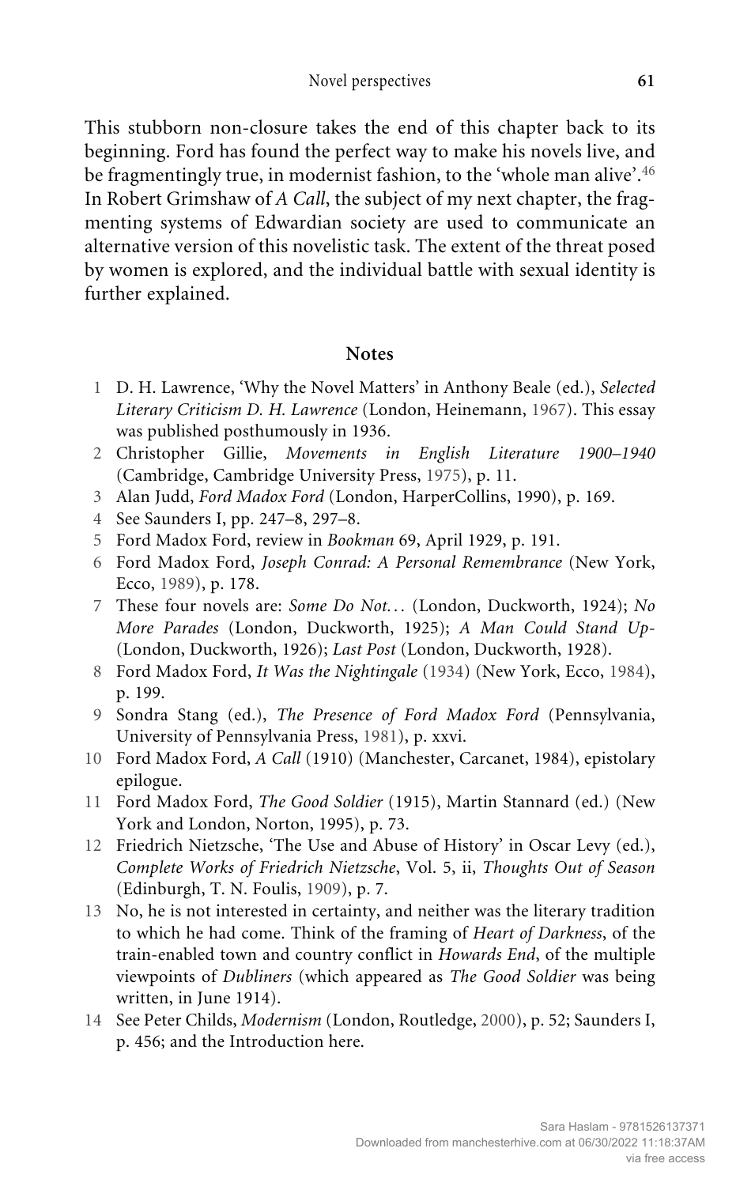This stubborn non-closure takes the end of this chapter back to its beginning. Ford has found the perfect way to make his novels live, and be fragmentingly true, in modernist fashion, to the 'whole man alive'.[46] In Robert Grimshaw of *A Call*, the subject of my next chapter, the fragmenting systems of Edwardian society are used to communicate an alternative version of this novelistic task. The extent of the threat posed by women is explored, and the individual battle with sexual identity is further explained.

## Notes

1 D. H. Lawrence, 'Why the Novel Matters' in Anthony Beale (ed.), *Selected Literary Criticism D. H. Lawrence* (London, Heinemann, 1967). This essay was published posthumously in 1936.

2 Christopher Gillie, *Movements in English Literature 1900–1940* (Cambridge, Cambridge University Press, 1975), p. 11.

3 Alan Judd, *Ford Madox Ford* (London, HarperCollins, 1990), p. 169.

4 See Saunders I, pp. 247–8, 297–8.

5 Ford Madox Ford, review in *Bookman* 69, April 1929, p. 191.

6 Ford Madox Ford, *Joseph Conrad: A Personal Remembrance* (New York, Ecco, 1989), p. 178.

7 These four novels are: *Some Do Not. . .* (London, Duckworth, 1924); *No More Parades* (London, Duckworth, 1925); *A Man Could Stand Up-* (London, Duckworth, 1926); *Last Post* (London, Duckworth, 1928).

8 Ford Madox Ford, *It Was the Nightingale* (1934) (New York, Ecco, 1984), p. 199.

9 Sondra Stang (ed.), *The Presence of Ford Madox Ford* (Pennsylvania, University of Pennsylvania Press, 1981), p. xxvi.

10 Ford Madox Ford, *A Call* (1910) (Manchester, Carcanet, 1984), epistolary epilogue.

11 Ford Madox Ford, *The Good Soldier* (1915), Martin Stannard (ed.) (New York and London, Norton, 1995), p. 73.

12 Friedrich Nietzsche, 'The Use and Abuse of History' in Oscar Levy (ed.), *Complete Works of Friedrich Nietzsche*, Vol. 5, ii, *Thoughts Out of Season* (Edinburgh, T. N. Foulis, 1909), p. 7.

13 No, he is not interested in certainty, and neither was the literary tradition to which he had come. Think of the framing of *Heart of Darkness*, of the train-enabled town and country conflict in *Howards End*, of the multiple viewpoints of *Dubliners* (which appeared as *The Good Soldier* was being written, in June 1914).

14 See Peter Childs, *Modernism* (London, Routledge, 2000), p. 52; Saunders I, p. 456; and the Introduction here.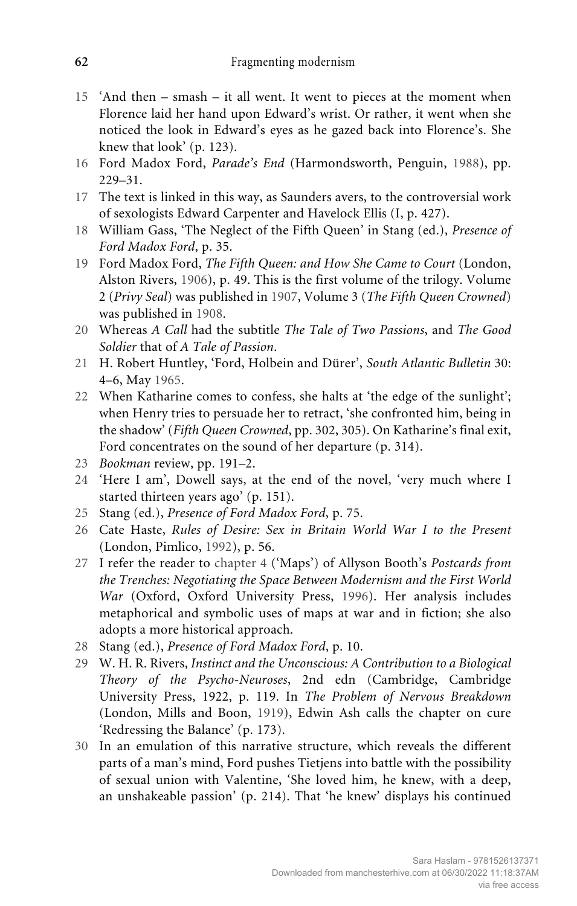15 'And then – smash – it all went. It went to pieces at the moment when Florence laid her hand upon Edward's wrist. Or rather, it went when she noticed the look in Edward's eyes as he gazed back into Florence's. She knew that look' (p. 123).

16 Ford Madox Ford, *Parade's End* (Harmondsworth, Penguin, 1988), pp. 229–31.

17 The text is linked in this way, as Saunders avers, to the controversial work of sexologists Edward Carpenter and Havelock Ellis (I, p. 427).

18 William Gass, 'The Neglect of the Fifth Queen' in Stang (ed.), *Presence of Ford Madox Ford*, p. 35.

19 Ford Madox Ford, *The Fifth Queen: and How She Came to Court* (London, Alston Rivers, 1906), p. 49. This is the first volume of the trilogy. Volume 2 (*Privy Seal*) was published in 1907, Volume 3 (*The Fifth Queen Crowned*) was published in 1908.

20 Whereas *A Call* had the subtitle *The Tale of Two Passions*, and *The Good Soldier* that of *A Tale of Passion*.

21 H. Robert Huntley, 'Ford, Holbein and Dürer', *South Atlantic Bulletin* 30: 4–6, May 1965.

22 When Katharine comes to confess, she halts at 'the edge of the sunlight'; when Henry tries to persuade her to retract, 'she confronted him, being in the shadow' (*Fifth Queen Crowned*, pp. 302, 305). On Katharine's final exit, Ford concentrates on the sound of her departure (p. 314).

23 *Bookman* review, pp. 191–2.

24 'Here I am', Dowell says, at the end of the novel, 'very much where I started thirteen years ago' (p. 151).

25 Stang (ed.), *Presence of Ford Madox Ford*, p. 75.

26 Cate Haste, *Rules of Desire: Sex in Britain World War I to the Present* (London, Pimlico, 1992), p. 56.

27 I refer the reader to chapter 4 ('Maps') of Allyson Booth's *Postcards from the Trenches: Negotiating the Space Between Modernism and the First World War* (Oxford, Oxford University Press, 1996). Her analysis includes metaphorical and symbolic uses of maps at war and in fiction; she also adopts a more historical approach.

28 Stang (ed.), *Presence of Ford Madox Ford*, p. 10.

29 W. H. R. Rivers, *Instinct and the Unconscious: A Contribution to a Biological Theory of the Psycho-Neuroses*, 2nd edn (Cambridge, Cambridge University Press, 1922, p. 119. In *The Problem of Nervous Breakdown* (London, Mills and Boon, 1919), Edwin Ash calls the chapter on cure 'Redressing the Balance' (p. 173).

30 In an emulation of this narrative structure, which reveals the different parts of a man's mind, Ford pushes Tietjens into battle with the possibility of sexual union with Valentine, 'She loved him, he knew, with a deep, an unshakeable passion' (p. 214). That 'he knew' displays his continued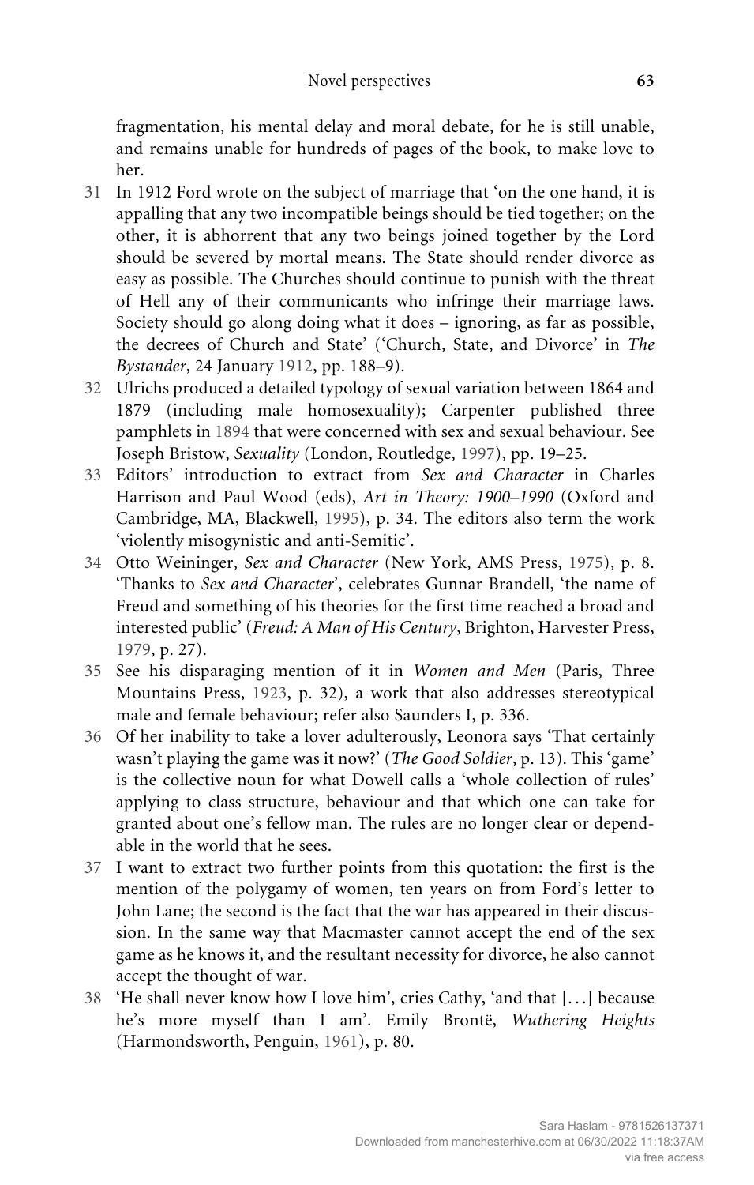fragmentation, his mental delay and moral debate, for he is still unable, and remains unable for hundreds of pages of the book, to make love to her.

31 In 1912 Ford wrote on the subject of marriage that 'on the one hand, it is appalling that any two incompatible beings should be tied together; on the other, it is abhorrent that any two beings joined together by the Lord should be severed by mortal means. The State should render divorce as easy as possible. The Churches should continue to punish with the threat of Hell any of their communicants who infringe their marriage laws. Society should go along doing what it does – ignoring, as far as possible, the decrees of Church and State' ('Church, State, and Divorce' in *The Bystander*, 24 January 1912, pp. 188–9).

32 Ulrichs produced a detailed typology of sexual variation between 1864 and 1879 (including male homosexuality); Carpenter published three pamphlets in 1894 that were concerned with sex and sexual behaviour. See Joseph Bristow, *Sexuality* (London, Routledge, 1997), pp. 19–25.

33 Editors' introduction to extract from *Sex and Character* in Charles Harrison and Paul Wood (eds), *Art in Theory: 1900–1990* (Oxford and Cambridge, MA, Blackwell, 1995), p. 34. The editors also term the work 'violently misogynistic and anti-Semitic'.

34 Otto Weininger, *Sex and Character* (New York, AMS Press, 1975), p. 8. 'Thanks to *Sex and Character*', celebrates Gunnar Brandell, 'the name of Freud and something of his theories for the first time reached a broad and interested public' (*Freud: A Man of His Century*, Brighton, Harvester Press, 1979, p. 27).

35 See his disparaging mention of it in *Women and Men* (Paris, Three Mountains Press, 1923, p. 32), a work that also addresses stereotypical male and female behaviour; refer also Saunders I, p. 336.

36 Of her inability to take a lover adulterously, Leonora says 'That certainly wasn't playing the game was it now?' (*The Good Soldier*, p. 13). This 'game' is the collective noun for what Dowell calls a 'whole collection of rules' applying to class structure, behaviour and that which one can take for granted about one's fellow man. The rules are no longer clear or dependable in the world that he sees.

37 I want to extract two further points from this quotation: the first is the mention of the polygamy of women, ten years on from Ford's letter to John Lane; the second is the fact that the war has appeared in their discussion. In the same way that Macmaster cannot accept the end of the sex game as he knows it, and the resultant necessity for divorce, he also cannot accept the thought of war.

38 'He shall never know how I love him', cries Cathy, 'and that [. . .] because he's more myself than I am'. Emily Brontë, *Wuthering Heights* (Harmondsworth, Penguin, 1961), p. 80.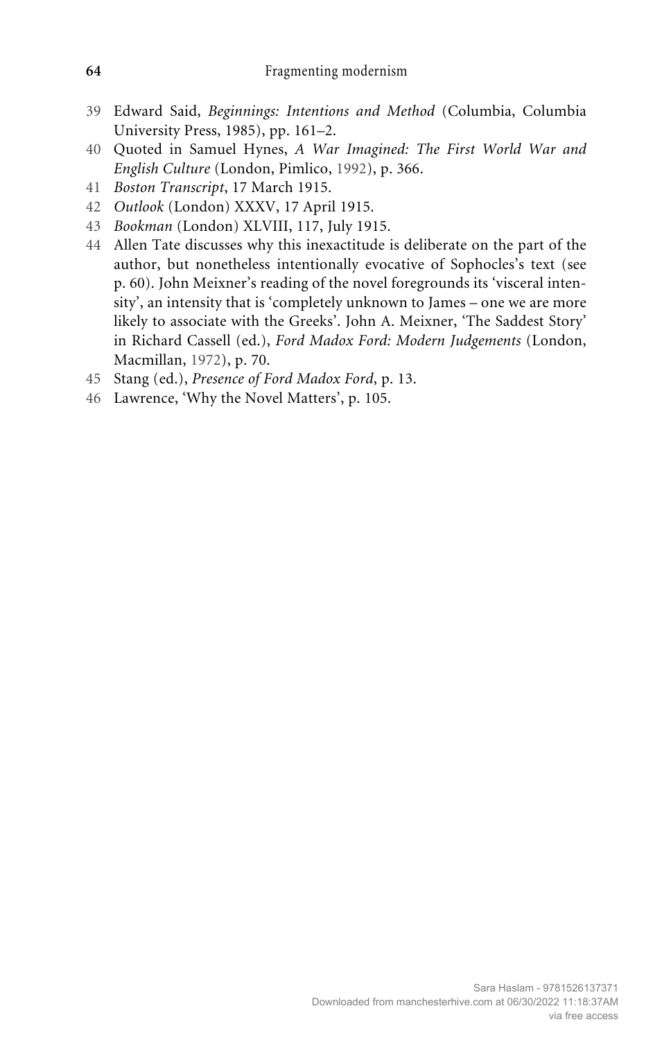39 Edward Said, *Beginnings: Intentions and Method* (Columbia, Columbia University Press, 1985), pp. 161–2.

40 Quoted in Samuel Hynes, *A War Imagined: The First World War and English Culture* (London, Pimlico, 1992), p. 366.

41 *Boston Transcript*, 17 March 1915.

42 *Outlook* (London) XXXV, 17 April 1915.

43 *Bookman* (London) XLVIII, 117, July 1915.

44 Allen Tate discusses why this inexactitude is deliberate on the part of the author, but nonetheless intentionally evocative of Sophocles's text (see p. 60). John Meixner's reading of the novel foregrounds its 'visceral intensity', an intensity that is 'completely unknown to James – one we are more likely to associate with the Greeks'. John A. Meixner, 'The Saddest Story' in Richard Cassell (ed.), *Ford Madox Ford: Modern Judgements* (London, Macmillan, 1972), p. 70.

45 Stang (ed.), *Presence of Ford Madox Ford*, p. 13.

46 Lawrence, 'Why the Novel Matters', p. 105.